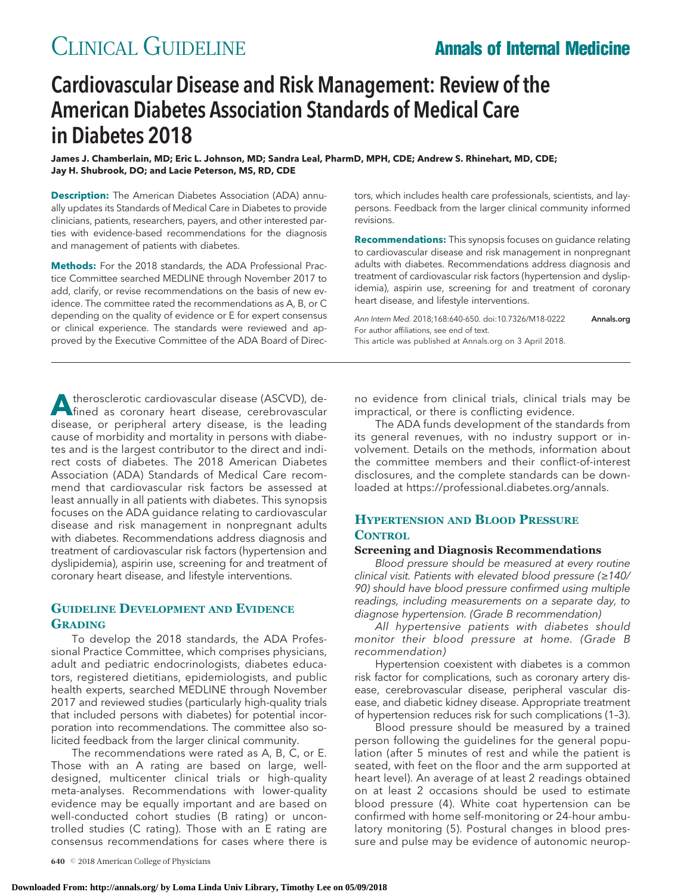CLINICAL GUIDELINE

# Cardiovascular Disease and Risk Management: Review of the American Diabetes Association Standards of Medical Care in Diabetes 2018

**James J. Chamberlain, MD; Eric L. Johnson, MD; Sandra Leal, PharmD, MPH, CDE; Andrew S. Rhinehart, MD, CDE; Jay H. Shubrook, DO; and Lacie Peterson, MS, RD, CDE**

**Description:** The American Diabetes Association (ADA) annually updates its Standards of Medical Care in Diabetes to provide clinicians, patients, researchers, payers, and other interested parties with evidence-based recommendations for the diagnosis and management of patients with diabetes.

**Methods:** For the 2018 standards, the ADA Professional Practice Committee searched MEDLINE through November 2017 to add, clarify, or revise recommendations on the basis of new evidence. The committee rated the recommendations as A, B, or C depending on the quality of evidence or E for expert consensus or clinical experience. The standards were reviewed and approved by the Executive Committee of the ADA Board of Directors, which includes health care professionals, scientists, and laypersons. Feedback from the larger clinical community informed revisions.

**Recommendations:** This synopsis focuses on guidance relating to cardiovascular disease and risk management in nonpregnant adults with diabetes. Recommendations address diagnosis and treatment of cardiovascular risk factors (hypertension and dyslipidemia), aspirin use, screening for and treatment of coronary heart disease, and lifestyle interventions.

*Ann Intern Med.* 2018;168:640-650. doi:10.7326/M18-0222
For author affiliations, see end of text.
This article was published at Annals.org on 3 April 2018.

---

Atherosclerotic cardiovascular disease (ASCVD), defined as coronary heart disease, cerebrovascular disease, or peripheral artery disease, is the leading cause of morbidity and mortality in persons with diabetes and is the largest contributor to the direct and indirect costs of diabetes. The 2018 American Diabetes Association (ADA) Standards of Medical Care recommend that cardiovascular risk factors be assessed at least annually in all patients with diabetes. This synopsis focuses on the ADA guidance relating to cardiovascular disease and risk management in nonpregnant adults with diabetes. Recommendations address diagnosis and treatment of cardiovascular risk factors (hypertension and dyslipidemia), aspirin use, screening for and treatment of coronary heart disease, and lifestyle interventions.

## Guideline Development and Evidence Grading

To develop the 2018 standards, the ADA Professional Practice Committee, which comprises physicians, adult and pediatric endocrinologists, diabetes educators, registered dietitians, epidemiologists, and public health experts, searched MEDLINE through November 2017 and reviewed studies (particularly high-quality trials that included persons with diabetes) for potential incorporation into recommendations. The committee also solicited feedback from the larger clinical community.

The recommendations were rated as A, B, C, or E. Those with an A rating are based on large, well-designed, multicenter clinical trials or high-quality meta-analyses. Recommendations with lower-quality evidence may be equally important and are based on well-conducted cohort studies (B rating) or uncontrolled studies (C rating). Those with an E rating are consensus recommendations for cases where there is no evidence from clinical trials, clinical trials may be impractical, or there is conflicting evidence.

The ADA funds development of the standards from its general revenues, with no industry support or involvement. Details on the methods, information about the committee members and their conflict-of-interest disclosures, and the complete standards can be downloaded at https://professional.diabetes.org/annals.

## Hypertension and Blood Pressure Control

### Screening and Diagnosis Recommendations

*Blood pressure should be measured at every routine clinical visit. Patients with elevated blood pressure (≥140/90) should have blood pressure confirmed using multiple readings, including measurements on a separate day, to diagnose hypertension. (Grade B recommendation)*

*All hypertensive patients with diabetes should monitor their blood pressure at home. (Grade B recommendation)*

Hypertension coexistent with diabetes is a common risk factor for complications, such as coronary artery disease, cerebrovascular disease, peripheral vascular disease, and diabetic kidney disease. Appropriate treatment of hypertension reduces risk for such complications (1–3).

Blood pressure should be measured by a trained person following the guidelines for the general population (after 5 minutes of rest and while the patient is seated, with feet on the floor and the arm supported at heart level). An average of at least 2 readings obtained on at least 2 occasions should be used to estimate blood pressure (4). White coat hypertension can be confirmed with home self-monitoring or 24-hour ambulatory monitoring (5). Postural changes in blood pressure and pulse may be evidence of autonomic neurop-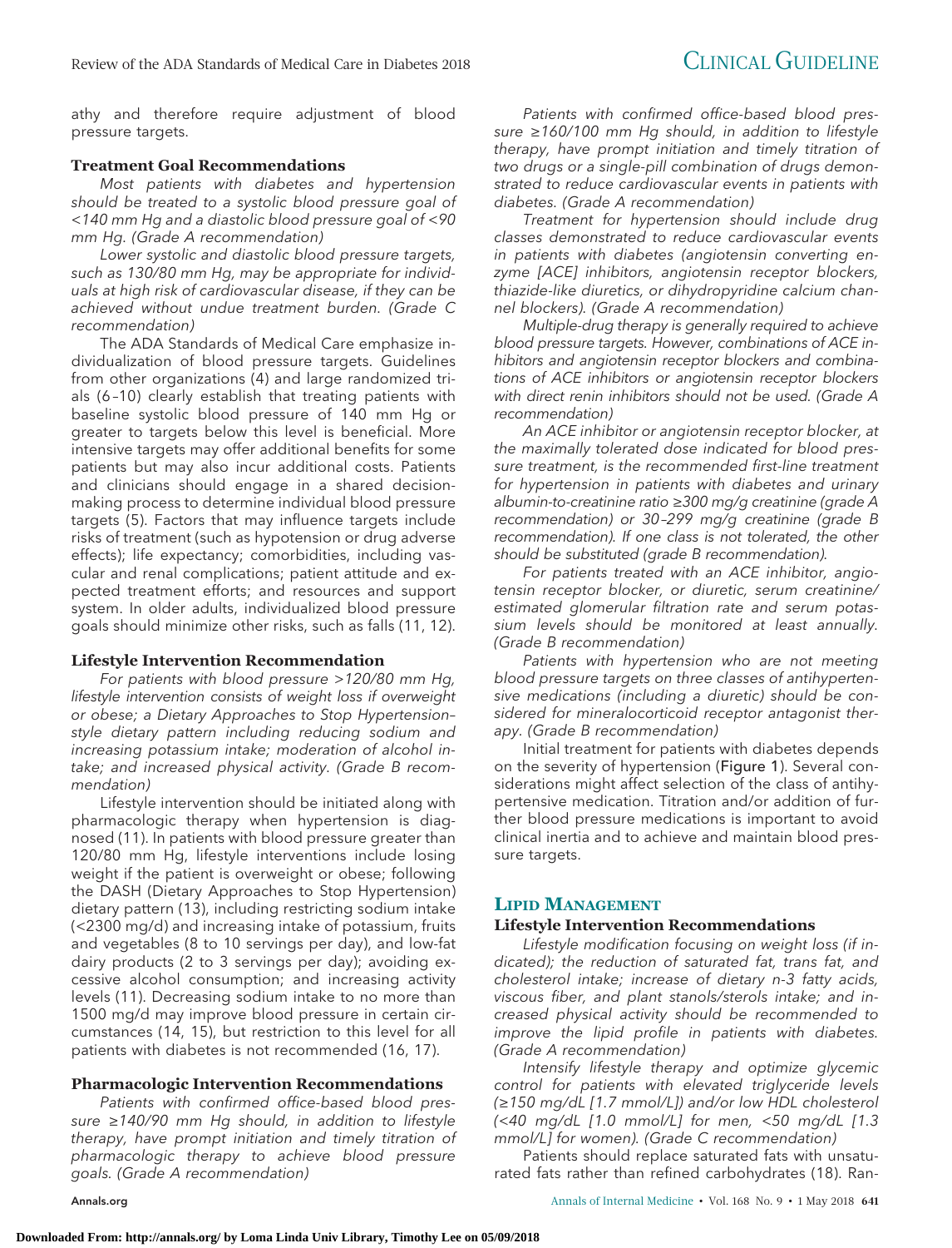athy and therefore require adjustment of blood pressure targets.

### Treatment Goal Recommendations

*Most patients with diabetes and hypertension should be treated to a systolic blood pressure goal of <140 mm Hg and a diastolic blood pressure goal of <90 mm Hg. (Grade A recommendation)*

*Lower systolic and diastolic blood pressure targets, such as 130/80 mm Hg, may be appropriate for individuals at high risk of cardiovascular disease, if they can be achieved without undue treatment burden. (Grade C recommendation)*

The ADA Standards of Medical Care emphasize individualization of blood pressure targets. Guidelines from other organizations (4) and large randomized trials (6–10) clearly establish that treating patients with baseline systolic blood pressure of 140 mm Hg or greater to targets below this level is beneficial. More intensive targets may offer additional benefits for some patients but may also incur additional costs. Patients and clinicians should engage in a shared decision-making process to determine individual blood pressure targets (5). Factors that may influence targets include risks of treatment (such as hypotension or drug adverse effects); life expectancy; comorbidities, including vascular and renal complications; patient attitude and expected treatment efforts; and resources and support system. In older adults, individualized blood pressure goals should minimize other risks, such as falls (11, 12).

### Lifestyle Intervention Recommendation

*For patients with blood pressure >120/80 mm Hg, lifestyle intervention consists of weight loss if overweight or obese; a Dietary Approaches to Stop Hypertension–style dietary pattern including reducing sodium and increasing potassium intake; moderation of alcohol intake; and increased physical activity. (Grade B recommendation)*

Lifestyle intervention should be initiated along with pharmacologic therapy when hypertension is diagnosed (11). In patients with blood pressure greater than 120/80 mm Hg, lifestyle interventions include losing weight if the patient is overweight or obese; following the DASH (Dietary Approaches to Stop Hypertension) dietary pattern (13), including restricting sodium intake (<2300 mg/d) and increasing intake of potassium, fruits and vegetables (8 to 10 servings per day), and low-fat dairy products (2 to 3 servings per day); avoiding excessive alcohol consumption; and increasing activity levels (11). Decreasing sodium intake to no more than 1500 mg/d may improve blood pressure in certain circumstances (14, 15), but restriction to this level for all patients with diabetes is not recommended (16, 17).

### Pharmacologic Intervention Recommendations

*Patients with confirmed office-based blood pressure ≥140/90 mm Hg should, in addition to lifestyle therapy, have prompt initiation and timely titration of pharmacologic therapy to achieve blood pressure goals. (Grade A recommendation)*

*Patients with confirmed office-based blood pressure ≥160/100 mm Hg should, in addition to lifestyle therapy, have prompt initiation and timely titration of two drugs or a single-pill combination of drugs demonstrated to reduce cardiovascular events in patients with diabetes. (Grade A recommendation)*

*Treatment for hypertension should include drug classes demonstrated to reduce cardiovascular events in patients with diabetes (angiotensin converting enzyme [ACE] inhibitors, angiotensin receptor blockers, thiazide-like diuretics, or dihydropyridine calcium channel blockers). (Grade A recommendation)*

*Multiple-drug therapy is generally required to achieve blood pressure targets. However, combinations of ACE inhibitors and angiotensin receptor blockers and combinations of ACE inhibitors or angiotensin receptor blockers with direct renin inhibitors should not be used. (Grade A recommendation)*

*An ACE inhibitor or angiotensin receptor blocker, at the maximally tolerated dose indicated for blood pressure treatment, is the recommended first-line treatment for hypertension in patients with diabetes and urinary albumin-to-creatinine ratio ≥300 mg/g creatinine (grade A recommendation) or 30–299 mg/g creatinine (grade B recommendation). If one class is not tolerated, the other should be substituted (grade B recommendation).*

*For patients treated with an ACE inhibitor, angiotensin receptor blocker, or diuretic, serum creatinine/estimated glomerular filtration rate and serum potassium levels should be monitored at least annually. (Grade B recommendation)*

*Patients with hypertension who are not meeting blood pressure targets on three classes of antihypertensive medications (including a diuretic) should be considered for mineralocorticoid receptor antagonist therapy. (Grade B recommendation)*

Initial treatment for patients with diabetes depends on the severity of hypertension (Figure 1). Several considerations might affect selection of the class of antihypertensive medication. Titration and/or addition of further blood pressure medications is important to avoid clinical inertia and to achieve and maintain blood pressure targets.

## LIPID MANAGEMENT

### Lifestyle Intervention Recommendations

*Lifestyle modification focusing on weight loss (if indicated); the reduction of saturated fat, trans fat, and cholesterol intake; increase of dietary n-3 fatty acids, viscous fiber, and plant stanols/sterols intake; and increased physical activity should be recommended to improve the lipid profile in patients with diabetes. (Grade A recommendation)*

*Intensify lifestyle therapy and optimize glycemic control for patients with elevated triglyceride levels (≥150 mg/dL [1.7 mmol/L]) and/or low HDL cholesterol (<40 mg/dL [1.0 mmol/L] for men, <50 mg/dL [1.3 mmol/L] for women). (Grade C recommendation)*

Patients should replace saturated fats with unsaturated fats rather than refined carbohydrates (18). Ran-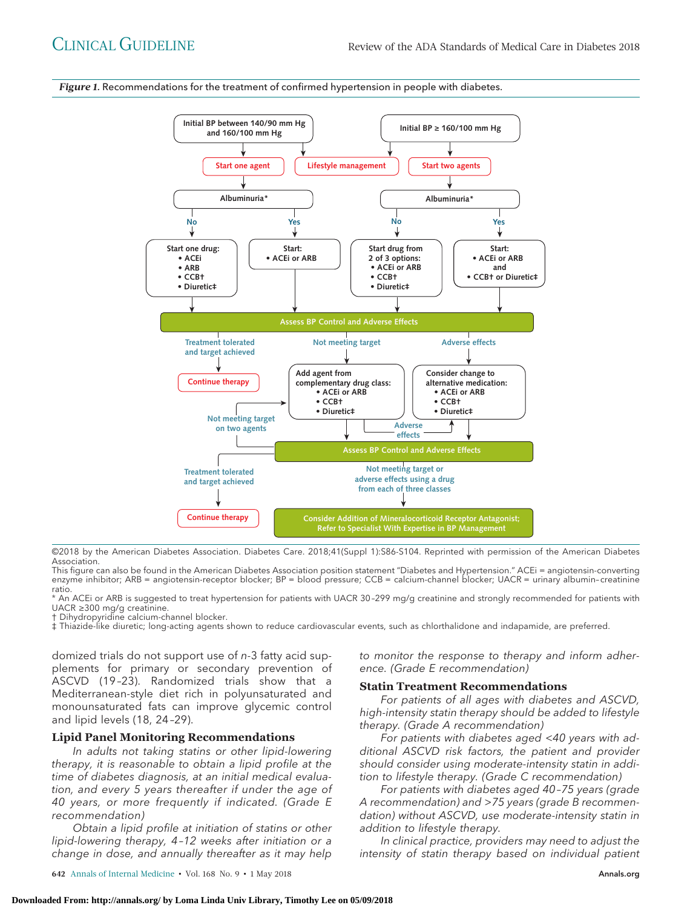*Figure 1.* Recommendations for the treatment of confirmed hypertension in people with diabetes.

Initial BP between 140/90 mm Hg and 160/100 mm Hg → Start one agent; Lifestyle management → Albuminuria*
- No → Start one drug: • ACEi • ARB • CCB† • Diuretic‡
- Yes → Start: • ACEi or ARB

Initial BP ≥ 160/100 mm Hg → Lifestyle management; Start two agents → Albuminuria*
- No → Start drug from 2 of 3 options: • ACEi or ARB • CCB† • Diuretic‡
- Yes → Start: • ACEi or ARB and • CCB† or Diuretic‡

Assess BP Control and Adverse Effects
- Treatment tolerated and target achieved → Continue therapy
- Not meeting target → Add agent from complementary drug class: • ACEi or ARB • CCB† • Diuretic‡
- Adverse effects → Consider change to alternative medication: • ACEi or ARB • CCB† • Diuretic‡

Assess BP Control and Adverse Effects
- Not meeting target on two agents → Add agent from complementary drug class
- Adverse effects → Consider change to alternative medication
- Treatment tolerated and target achieved → Continue therapy
- Not meeting target or adverse effects using a drug from each of three classes → Consider Addition of Mineralocorticoid Receptor Antagonist; Refer to Specialist With Expertise in BP Management

©2018 by the American Diabetes Association. Diabetes Care. 2018;41(Suppl 1):S86-S104. Reprinted with permission of the American Diabetes Association.
This figure can also be found in the American Diabetes Association position statement "Diabetes and Hypertension." ACEi = angiotensin-converting enzyme inhibitor; ARB = angiotensin-receptor blocker; BP = blood pressure; CCB = calcium-channel blocker; UACR = urinary albumin–creatinine ratio.
* An ACEi or ARB is suggested to treat hypertension for patients with UACR 30–299 mg/g creatinine and strongly recommended for patients with UACR ≥300 mg/g creatinine.
† Dihydropyridine calcium-channel blocker.
‡ Thiazide-like diuretic; long-acting agents shown to reduce cardiovascular events, such as chlorthalidone and indapamide, are preferred.

domized trials do not support use of *n*-3 fatty acid supplements for primary or secondary prevention of ASCVD (19–23). Randomized trials show that a Mediterranean-style diet rich in polyunsaturated and monounsaturated fats can improve glycemic control and lipid levels (18, 24–29).

### Lipid Panel Monitoring Recommendations

*In adults not taking statins or other lipid-lowering therapy, it is reasonable to obtain a lipid profile at the time of diabetes diagnosis, at an initial medical evaluation, and every 5 years thereafter if under the age of 40 years, or more frequently if indicated. (Grade E recommendation)*

*Obtain a lipid profile at initiation of statins or other lipid-lowering therapy, 4–12 weeks after initiation or a change in dose, and annually thereafter as it may help to monitor the response to therapy and inform adherence. (Grade E recommendation)*

### Statin Treatment Recommendations

*For patients of all ages with diabetes and ASCVD, high-intensity statin therapy should be added to lifestyle therapy. (Grade A recommendation)*

*For patients with diabetes aged <40 years with additional ASCVD risk factors, the patient and provider should consider using moderate-intensity statin in addition to lifestyle therapy. (Grade C recommendation)*

*For patients with diabetes aged 40–75 years (grade A recommendation) and >75 years (grade B recommendation) without ASCVD, use moderate-intensity statin in addition to lifestyle therapy.*

*In clinical practice, providers may need to adjust the intensity of statin therapy based on individual patient*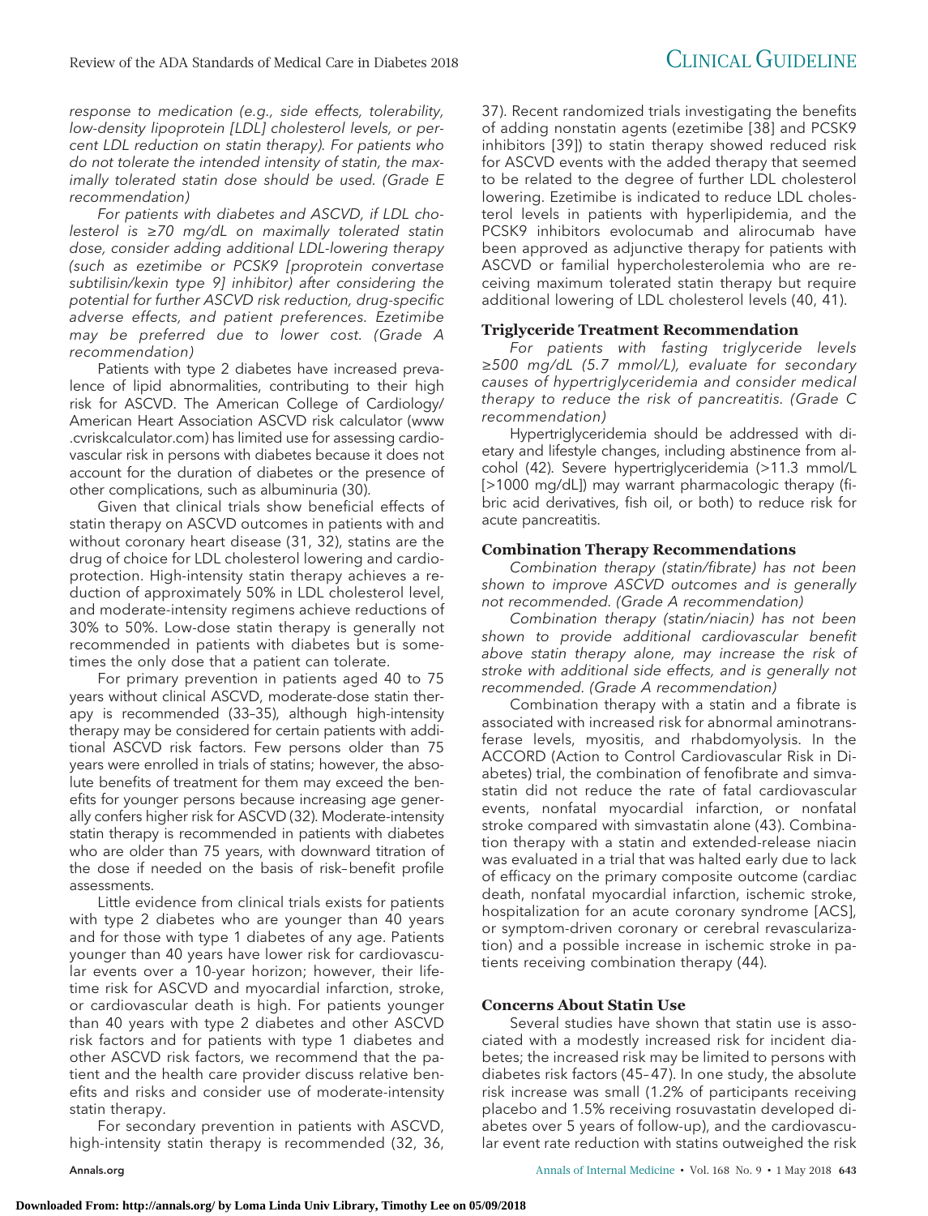*response to medication (e.g., side effects, tolerability, low-density lipoprotein [LDL] cholesterol levels, or percent LDL reduction on statin therapy). For patients who do not tolerate the intended intensity of statin, the maximally tolerated statin dose should be used. (Grade E recommendation)*

*For patients with diabetes and ASCVD, if LDL cholesterol is ≥70 mg/dL on maximally tolerated statin dose, consider adding additional LDL-lowering therapy (such as ezetimibe or PCSK9 [proprotein convertase subtilisin/kexin type 9] inhibitor) after considering the potential for further ASCVD risk reduction, drug-specific adverse effects, and patient preferences. Ezetimibe may be preferred due to lower cost. (Grade A recommendation)*

Patients with type 2 diabetes have increased prevalence of lipid abnormalities, contributing to their high risk for ASCVD. The American College of Cardiology/American Heart Association ASCVD risk calculator (www.cvriskcalculator.com) has limited use for assessing cardiovascular risk in persons with diabetes because it does not account for the duration of diabetes or the presence of other complications, such as albuminuria (30).

Given that clinical trials show beneficial effects of statin therapy on ASCVD outcomes in patients with and without coronary heart disease (31, 32), statins are the drug of choice for LDL cholesterol lowering and cardioprotection. High-intensity statin therapy achieves a reduction of approximately 50% in LDL cholesterol level, and moderate-intensity regimens achieve reductions of 30% to 50%. Low-dose statin therapy is generally not recommended in patients with diabetes but is sometimes the only dose that a patient can tolerate.

For primary prevention in patients aged 40 to 75 years without clinical ASCVD, moderate-dose statin therapy is recommended (33–35), although high-intensity therapy may be considered for certain patients with additional ASCVD risk factors. Few persons older than 75 years were enrolled in trials of statins; however, the absolute benefits of treatment for them may exceed the benefits for younger persons because increasing age generally confers higher risk for ASCVD (32). Moderate-intensity statin therapy is recommended in patients with diabetes who are older than 75 years, with downward titration of the dose if needed on the basis of risk–benefit profile assessments.

Little evidence from clinical trials exists for patients with type 2 diabetes who are younger than 40 years and for those with type 1 diabetes of any age. Patients younger than 40 years have lower risk for cardiovascular events over a 10-year horizon; however, their lifetime risk for ASCVD and myocardial infarction, stroke, or cardiovascular death is high. For patients younger than 40 years with type 2 diabetes and other ASCVD risk factors and for patients with type 1 diabetes and other ASCVD risk factors, we recommend that the patient and the health care provider discuss relative benefits and risks and consider use of moderate-intensity statin therapy.

For secondary prevention in patients with ASCVD, high-intensity statin therapy is recommended (32, 36, 37). Recent randomized trials investigating the benefits of adding nonstatin agents (ezetimibe [38] and PCSK9 inhibitors [39]) to statin therapy showed reduced risk for ASCVD events with the added therapy that seemed to be related to the degree of further LDL cholesterol lowering. Ezetimibe is indicated to reduce LDL cholesterol levels in patients with hyperlipidemia, and the PCSK9 inhibitors evolocumab and alirocumab have been approved as adjunctive therapy for patients with ASCVD or familial hypercholesterolemia who are receiving maximum tolerated statin therapy but require additional lowering of LDL cholesterol levels (40, 41).

### Triglyceride Treatment Recommendation

*For patients with fasting triglyceride levels ≥500 mg/dL (5.7 mmol/L), evaluate for secondary causes of hypertriglyceridemia and consider medical therapy to reduce the risk of pancreatitis. (Grade C recommendation)*

Hypertriglyceridemia should be addressed with dietary and lifestyle changes, including abstinence from alcohol (42). Severe hypertriglyceridemia (>11.3 mmol/L [>1000 mg/dL]) may warrant pharmacologic therapy (fibric acid derivatives, fish oil, or both) to reduce risk for acute pancreatitis.

### Combination Therapy Recommendations

*Combination therapy (statin/fibrate) has not been shown to improve ASCVD outcomes and is generally not recommended. (Grade A recommendation)*

*Combination therapy (statin/niacin) has not been shown to provide additional cardiovascular benefit above statin therapy alone, may increase the risk of stroke with additional side effects, and is generally not recommended. (Grade A recommendation)*

Combination therapy with a statin and a fibrate is associated with increased risk for abnormal aminotransferase levels, myositis, and rhabdomyolysis. In the ACCORD (Action to Control Cardiovascular Risk in Diabetes) trial, the combination of fenofibrate and simvastatin did not reduce the rate of fatal cardiovascular events, nonfatal myocardial infarction, or nonfatal stroke compared with simvastatin alone (43). Combination therapy with a statin and extended-release niacin was evaluated in a trial that was halted early due to lack of efficacy on the primary composite outcome (cardiac death, nonfatal myocardial infarction, ischemic stroke, hospitalization for an acute coronary syndrome [ACS], or symptom-driven coronary or cerebral revascularization) and a possible increase in ischemic stroke in patients receiving combination therapy (44).

### Concerns About Statin Use

Several studies have shown that statin use is associated with a modestly increased risk for incident diabetes; the increased risk may be limited to persons with diabetes risk factors (45–47). In one study, the absolute risk increase was small (1.2% of participants receiving placebo and 1.5% receiving rosuvastatin developed diabetes over 5 years of follow-up), and the cardiovascular event rate reduction with statins outweighed the risk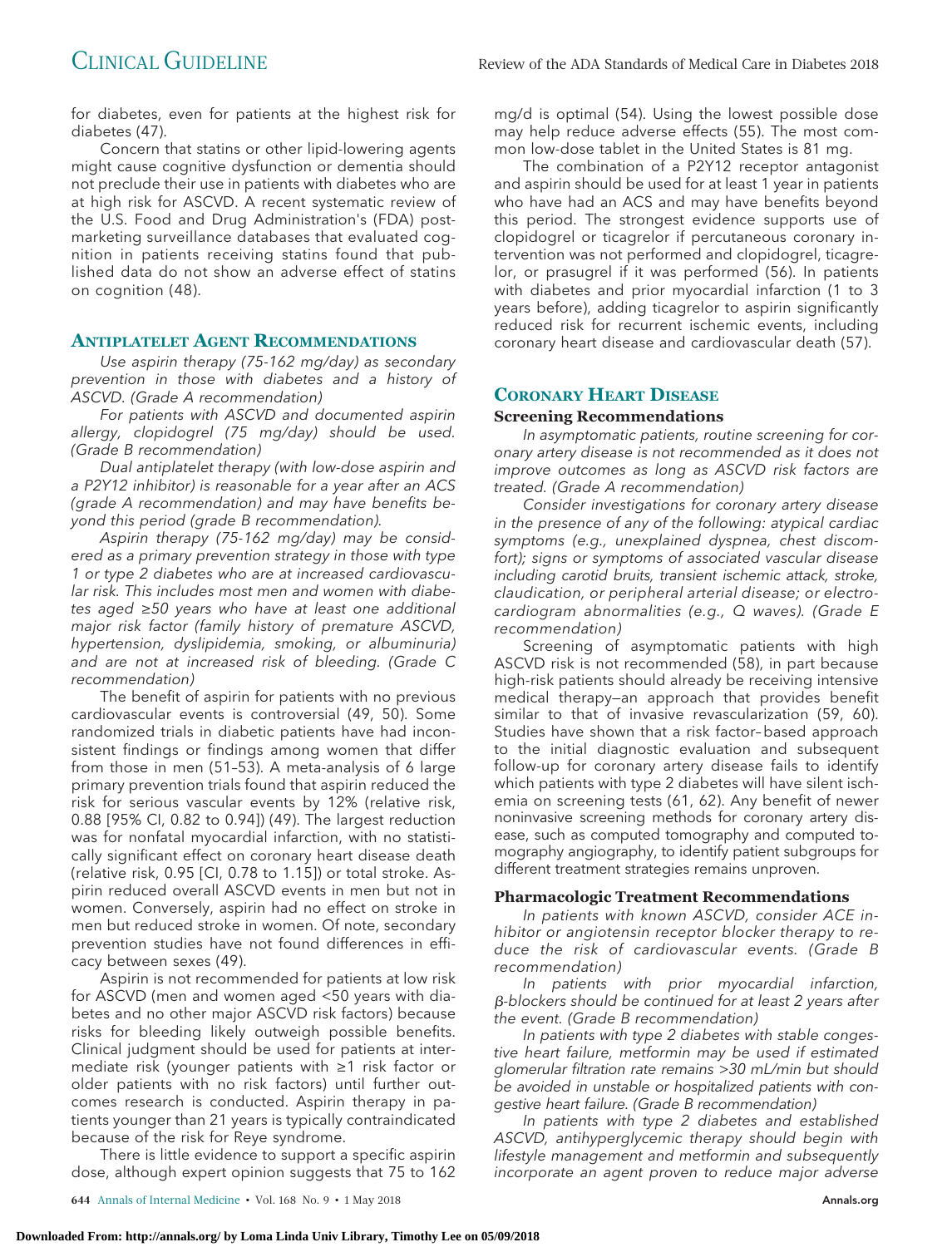for diabetes, even for patients at the highest risk for diabetes (47).

Concern that statins or other lipid-lowering agents might cause cognitive dysfunction or dementia should not preclude their use in patients with diabetes who are at high risk for ASCVD. A recent systematic review of the U.S. Food and Drug Administration's (FDA) postmarketing surveillance databases that evaluated cognition in patients receiving statins found that published data do not show an adverse effect of statins on cognition (48).

## Antiplatelet Agent Recommendations

*Use aspirin therapy (75-162 mg/day) as secondary prevention in those with diabetes and a history of ASCVD. (Grade A recommendation)*

*For patients with ASCVD and documented aspirin allergy, clopidogrel (75 mg/day) should be used. (Grade B recommendation)*

*Dual antiplatelet therapy (with low-dose aspirin and a P2Y12 inhibitor) is reasonable for a year after an ACS (grade A recommendation) and may have benefits beyond this period (grade B recommendation).*

*Aspirin therapy (75-162 mg/day) may be considered as a primary prevention strategy in those with type 1 or type 2 diabetes who are at increased cardiovascular risk. This includes most men and women with diabetes aged ≥50 years who have at least one additional major risk factor (family history of premature ASCVD, hypertension, dyslipidemia, smoking, or albuminuria) and are not at increased risk of bleeding. (Grade C recommendation)*

The benefit of aspirin for patients with no previous cardiovascular events is controversial (49, 50). Some randomized trials in diabetic patients have had inconsistent findings or findings among women that differ from those in men (51–53). A meta-analysis of 6 large primary prevention trials found that aspirin reduced the risk for serious vascular events by 12% (relative risk, 0.88 [95% CI, 0.82 to 0.94]) (49). The largest reduction was for nonfatal myocardial infarction, with no statistically significant effect on coronary heart disease death (relative risk, 0.95 [CI, 0.78 to 1.15]) or total stroke. Aspirin reduced overall ASCVD events in men but not in women. Conversely, aspirin had no effect on stroke in men but reduced stroke in women. Of note, secondary prevention studies have not found differences in efficacy between sexes (49).

Aspirin is not recommended for patients at low risk for ASCVD (men and women aged <50 years with diabetes and no other major ASCVD risk factors) because risks for bleeding likely outweigh possible benefits. Clinical judgment should be used for patients at intermediate risk (younger patients with ≥1 risk factor or older patients with no risk factors) until further outcomes research is conducted. Aspirin therapy in patients younger than 21 years is typically contraindicated because of the risk for Reye syndrome.

There is little evidence to support a specific aspirin dose, although expert opinion suggests that 75 to 162 mg/d is optimal (54). Using the lowest possible dose may help reduce adverse effects (55). The most common low-dose tablet in the United States is 81 mg.

The combination of a P2Y12 receptor antagonist and aspirin should be used for at least 1 year in patients who have had an ACS and may have benefits beyond this period. The strongest evidence supports use of clopidogrel or ticagrelor if percutaneous coronary intervention was not performed and clopidogrel, ticagrelor, or prasugrel if it was performed (56). In patients with diabetes and prior myocardial infarction (1 to 3 years before), adding ticagrelor to aspirin significantly reduced risk for recurrent ischemic events, including coronary heart disease and cardiovascular death (57).

## Coronary Heart Disease

### Screening Recommendations

*In asymptomatic patients, routine screening for coronary artery disease is not recommended as it does not improve outcomes as long as ASCVD risk factors are treated. (Grade A recommendation)*

*Consider investigations for coronary artery disease in the presence of any of the following: atypical cardiac symptoms (e.g., unexplained dyspnea, chest discomfort); signs or symptoms of associated vascular disease including carotid bruits, transient ischemic attack, stroke, claudication, or peripheral arterial disease; or electrocardiogram abnormalities (e.g., Q waves). (Grade E recommendation)*

Screening of asymptomatic patients with high ASCVD risk is not recommended (58), in part because high-risk patients should already be receiving intensive medical therapy—an approach that provides benefit similar to that of invasive revascularization (59, 60). Studies have shown that a risk factor–based approach to the initial diagnostic evaluation and subsequent follow-up for coronary artery disease fails to identify which patients with type 2 diabetes will have silent ischemia on screening tests (61, 62). Any benefit of newer noninvasive screening methods for coronary artery disease, such as computed tomography and computed tomography angiography, to identify patient subgroups for different treatment strategies remains unproven.

### Pharmacologic Treatment Recommendations

*In patients with known ASCVD, consider ACE inhibitor or angiotensin receptor blocker therapy to reduce the risk of cardiovascular events. (Grade B recommendation)*

*In patients with prior myocardial infarction, β-blockers should be continued for at least 2 years after the event. (Grade B recommendation)*

*In patients with type 2 diabetes with stable congestive heart failure, metformin may be used if estimated glomerular filtration rate remains >30 mL/min but should be avoided in unstable or hospitalized patients with congestive heart failure. (Grade B recommendation)*

*In patients with type 2 diabetes and established ASCVD, antihyperglycemic therapy should begin with lifestyle management and metformin and subsequently incorporate an agent proven to reduce major adverse*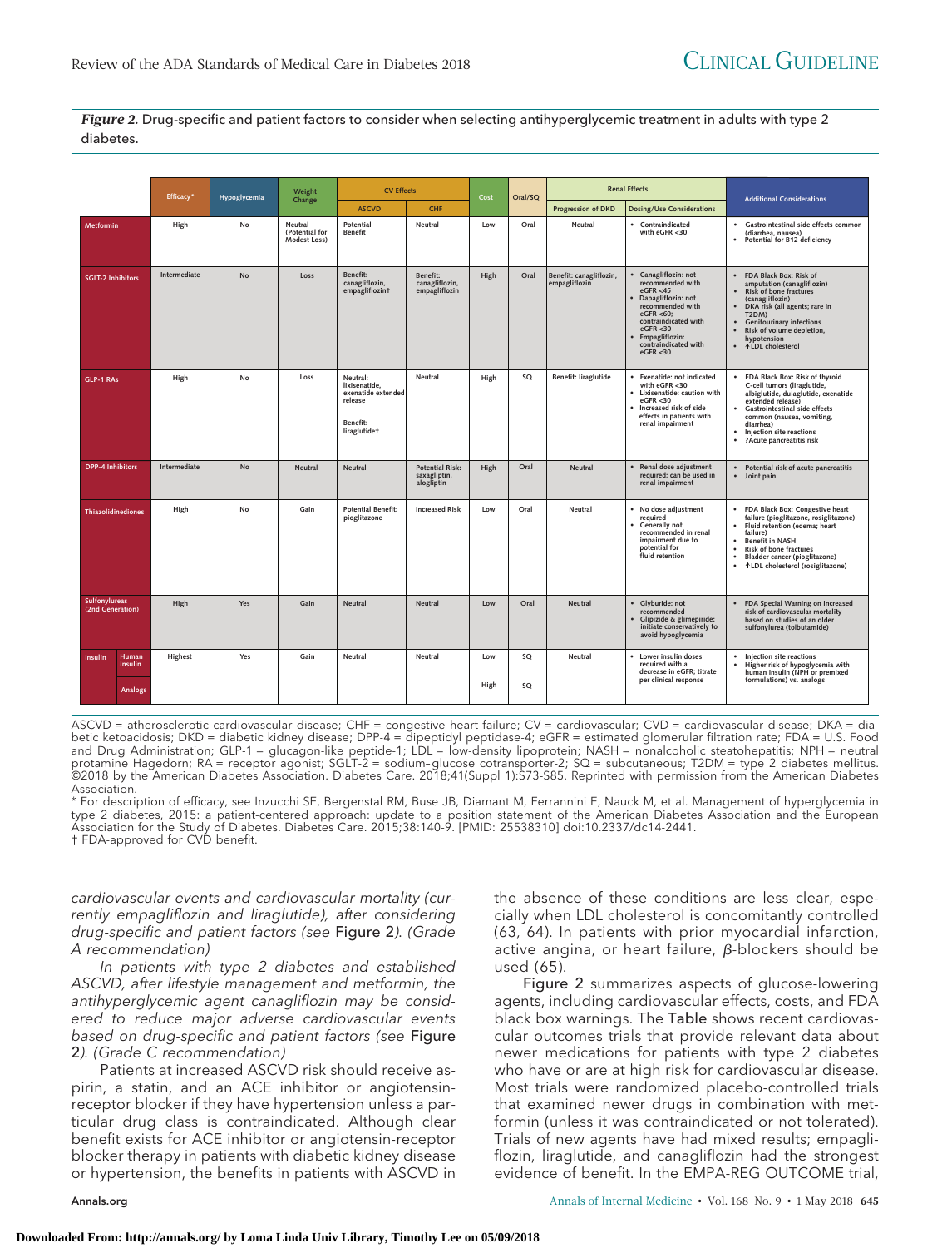*Figure 2.* Drug-specific and patient factors to consider when selecting antihyperglycemic treatment in adults with type 2 diabetes.

| | Efficacy* | Hypoglycemia | Weight Change | CV Effects | | Cost | Oral/SQ | Renal Effects | | Additional Considerations |
|---|---|---|---|---|---|---|---|---|---|---|
| | | | | ASCVD | CHF | | | Progression of DKD | Dosing/Use Considerations | |
| Metformin | High | No | Neutral (Potential for Modest Loss) | Potential Benefit | Neutral | Low | Oral | Neutral | • Contraindicated with eGFR <30 | • Gastrointestinal side effects common (diarrhea, nausea) • Potential for B12 deficiency |
| SGLT-2 Inhibitors | Intermediate | No | Loss | Benefit: canagliflozin, empagliflozin† | Benefit: canagliflozin, empagliflozin | High | Oral | Benefit: canagliflozin, empagliflozin | • Canagliflozin: not recommended with eGFR <45 • Dapagliflozin: not recommended with eGFR <60; contraindicated with eGFR <30 • Empagliflozin: contraindicated with eGFR <30 | • FDA Black Box: Risk of amputation (canagliflozin) • Risk of bone fractures (canagliflozin) • DKA risk (all agents; rare in T2DM) • Genitourinary infections • Risk of volume depletion, hypotension • ↑LDL cholesterol |
| GLP-1 RAs | High | No | Loss | Neutral: lixisenatide, exenatide extended release; Benefit: liraglutide† | Neutral | High | SQ | Benefit: liraglutide | • Exenatide: not indicated with eGFR <30 • Lixisenatide: caution with eGFR <30 • Increased risk of side effects in patients with renal impairment | • FDA Black Box: Risk of thyroid C-cell tumors (liraglutide, albiglutide, dulaglutide, exenatide extended release) • Gastrointestinal side effects common (nausea, vomiting, diarrhea) • Injection site reactions • ?Acute pancreatitis risk |
| DPP-4 Inhibitors | Intermediate | No | Neutral | Neutral | Potential Risk: saxagliptin, alogliptin | High | Oral | Neutral | • Renal dose adjustment required; can be used in renal impairment | • Potential risk of acute pancreatitis • Joint pain |
| Thiazolidinediones | High | No | Gain | Potential Benefit: pioglitazone | Increased Risk | Low | Oral | Neutral | • No dose adjustment required • Generally not recommended in renal impairment due to potential for fluid retention | • FDA Black Box: Congestive heart failure (pioglitazone, rosiglitazone) • Fluid retention (edema; heart failure) • Benefit in NASH • Risk of bone fractures • Bladder cancer (pioglitazone) • ↑LDL cholesterol (rosiglitazone) |
| Sulfonylureas (2nd Generation) | High | Yes | Gain | Neutral | Neutral | Low | Oral | Neutral | • Glyburide: not recommended • Glipizide & glimepiride: initiate conservatively to avoid hypoglycemia | • FDA Special Warning on increased risk of cardiovascular mortality based on studies of an older sulfonylurea (tolbutamide) |
| Insulin – Human Insulin | Highest | Yes | Gain | Neutral | Neutral | Low | SQ | Neutral | • Lower insulin doses required with a decrease in eGFR; titrate per clinical response | • Injection site reactions • Higher risk of hypoglycemia with human insulin (NPH or premixed formulations) vs. analogs |
| Insulin – Analogs | | | | | | High | SQ | | | |

ASCVD = atherosclerotic cardiovascular disease; CHF = congestive heart failure; CV = cardiovascular; CVD = cardiovascular disease; DKA = diabetic ketoacidosis; DKD = diabetic kidney disease; DPP-4 = dipeptidyl peptidase-4; eGFR = estimated glomerular filtration rate; FDA = U.S. Food and Drug Administration; GLP-1 = glucagon-like peptide-1; LDL = low-density lipoprotein; NASH = nonalcoholic steatohepatitis; NPH = neutral protamine Hagedorn; RA = receptor agonist; SGLT-2 = sodium–glucose cotransporter-2; SQ = subcutaneous; T2DM = type 2 diabetes mellitus. ©2018 by the American Diabetes Association. Diabetes Care. 2018;41(Suppl 1):S73-S85. Reprinted with permission from the American Diabetes Association.

\* For description of efficacy, see Inzucchi SE, Bergenstal RM, Buse JB, Diamant M, Ferrannini E, Nauck M, et al. Management of hyperglycemia in type 2 diabetes, 2015: a patient-centered approach: update to a position statement of the American Diabetes Association and the European Association for the Study of Diabetes. Diabetes Care. 2015;38:140-9. [PMID: 25538310] doi:10.2337/dc14-2441.

† FDA-approved for CVD benefit.

*cardiovascular events and cardiovascular mortality (currently empagliflozin and liraglutide), after considering drug-specific and patient factors (see* Figure 2*). (Grade A recommendation)*

*In patients with type 2 diabetes and established ASCVD, after lifestyle management and metformin, the antihyperglycemic agent canagliflozin may be considered to reduce major adverse cardiovascular events based on drug-specific and patient factors (see* Figure 2*). (Grade C recommendation)*

Patients at increased ASCVD risk should receive aspirin, a statin, and an ACE inhibitor or angiotensin-receptor blocker if they have hypertension unless a particular drug class is contraindicated. Although clear benefit exists for ACE inhibitor or angiotensin-receptor blocker therapy in patients with diabetic kidney disease or hypertension, the benefits in patients with ASCVD in the absence of these conditions are less clear, especially when LDL cholesterol is concomitantly controlled (63, 64). In patients with prior myocardial infarction, active angina, or heart failure, β-blockers should be used (65).

Figure 2 summarizes aspects of glucose-lowering agents, including cardiovascular effects, costs, and FDA black box warnings. The Table shows recent cardiovascular outcomes trials that provide relevant data about newer medications for patients with type 2 diabetes who have or are at high risk for cardiovascular disease. Most trials were randomized placebo-controlled trials that examined newer drugs in combination with metformin (unless it was contraindicated or not tolerated). Trials of new agents have had mixed results; empagliflozin, liraglutide, and canagliflozin had the strongest evidence of benefit. In the EMPA-REG OUTCOME trial,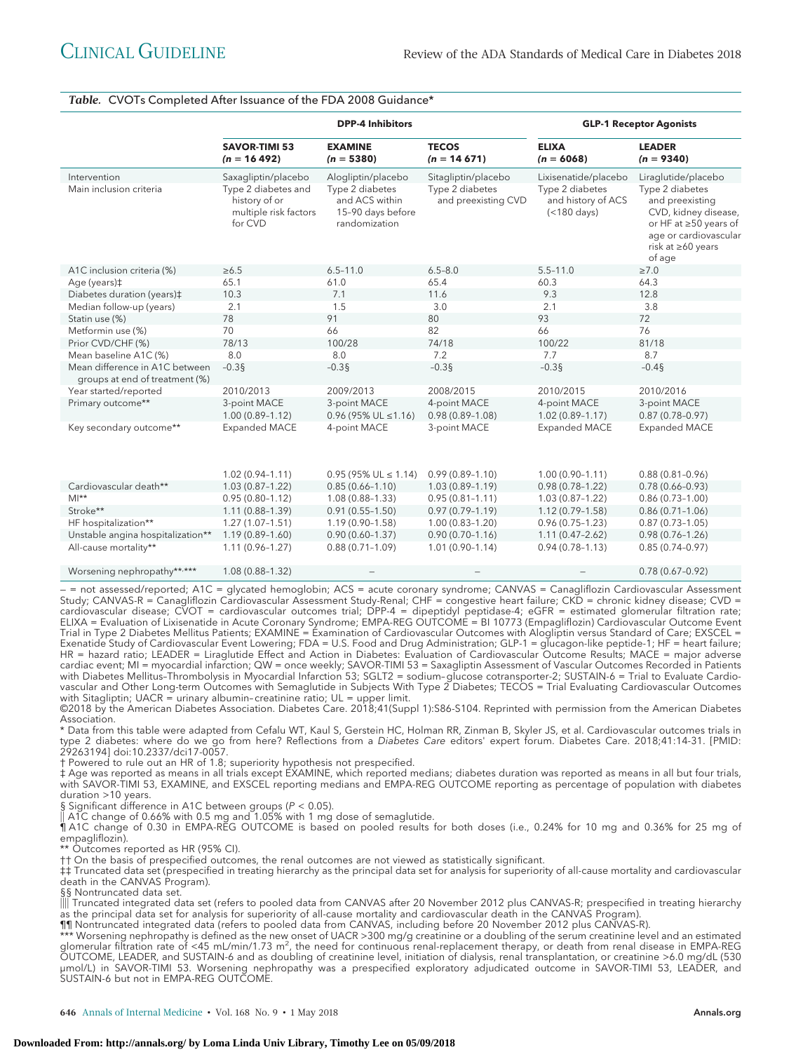**Table.** CVOTs Completed After Issuance of the FDA 2008 Guidance*

| | DPP-4 Inhibitors | | | GLP-1 Receptor Agonists | |
|---|---|---|---|---|---|
| | **SAVOR-TIMI 53 (n = 16 492)** | **EXAMINE (n = 5380)** | **TECOS (n = 14 671)** | **ELIXA (n = 6068)** | **LEADER (n = 9340)** |
| Intervention | Saxagliptin/placebo | Alogliptin/placebo | Sitagliptin/placebo | Lixisenatide/placebo | Liraglutide/placebo |
| Main inclusion criteria | Type 2 diabetes and history of or multiple risk factors for CVD | Type 2 diabetes and ACS within 15–90 days before randomization | Type 2 diabetes and preexisting CVD | Type 2 diabetes and history of ACS (<180 days) | Type 2 diabetes and preexisting CVD, kidney disease, or HF at ≥50 years of age or cardiovascular risk at ≥60 years of age |
| A1C inclusion criteria (%) | ≥6.5 | 6.5–11.0 | 6.5–8.0 | 5.5–11.0 | ≥7.0 |
| Age (years)‡ | 65.1 | 61.0 | 65.4 | 60.3 | 64.3 |
| Diabetes duration (years)‡ | 10.3 | 7.1 | 11.6 | 9.3 | 12.8 |
| Median follow-up (years) | 2.1 | 1.5 | 3.0 | 2.1 | 3.8 |
| Statin use (%) | 78 | 91 | 80 | 93 | 72 |
| Metformin use (%) | 70 | 66 | 82 | 66 | 76 |
| Prior CVD/CHF (%) | 78/13 | 100/28 | 74/18 | 100/22 | 81/18 |
| Mean baseline A1C (%) | 8.0 | 8.0 | 7.2 | 7.7 | 8.7 |
| Mean difference in A1C between groups at end of treatment (%) | −0.3§ | −0.3§ | −0.3§ | −0.3§ | −0.4§ |
| Year started/reported | 2010/2013 | 2009/2013 | 2008/2015 | 2010/2015 | 2010/2016 |
| Primary outcome** | 3-point MACE 1.00 (0.89–1.12) | 3-point MACE 0.96 (95% UL ≤1.16) | 4-point MACE 0.98 (0.89–1.08) | 4-point MACE 1.02 (0.89–1.17) | 3-point MACE 0.87 (0.78–0.97) |
| Key secondary outcome** | Expanded MACE 1.02 (0.94–1.11) | 4-point MACE 0.95 (95% UL ≤ 1.14) | 3-point MACE 0.99 (0.89–1.10) | Expanded MACE 1.00 (0.90–1.11) | Expanded MACE 0.88 (0.81–0.96) |
| Cardiovascular death** | 1.03 (0.87–1.22) | 0.85 (0.66–1.10) | 1.03 (0.89–1.19) | 0.98 (0.78–1.22) | 0.78 (0.66–0.93) |
| MI** | 0.95 (0.80–1.12) | 1.08 (0.88–1.33) | 0.95 (0.81–1.11) | 1.03 (0.87–1.22) | 0.86 (0.73–1.00) |
| Stroke** | 1.11 (0.88–1.39) | 0.91 (0.55–1.50) | 0.97 (0.79–1.19) | 1.12 (0.79–1.58) | 0.86 (0.71–1.06) |
| HF hospitalization** | 1.27 (1.07–1.51) | 1.19 (0.90–1.58) | 1.00 (0.83–1.20) | 0.96 (0.75–1.23) | 0.87 (0.73–1.05) |
| Unstable angina hospitalization** | 1.19 (0.89–1.60) | 0.90 (0.60–1.37) | 0.90 (0.70–1.16) | 1.11 (0.47–2.62) | 0.98 (0.76–1.26) |
| All-cause mortality** | 1.11 (0.96–1.27) | 0.88 (0.71–1.09) | 1.01 (0.90–1.14) | 0.94 (0.78–1.13) | 0.85 (0.74–0.97) |
| Worsening nephropathy**,*** | 1.08 (0.88–1.32) | – | – | – | 0.78 (0.67–0.92) |

– = not assessed/reported; A1C = glycated hemoglobin; ACS = acute coronary syndrome; CANVAS = Canagliflozin Cardiovascular Assessment Study; CANVAS-R = Canagliflozin Cardiovascular Assessment Study-Renal; CHF = congestive heart failure; CKD = chronic kidney disease; CVD = cardiovascular disease; CVOT = cardiovascular outcomes trial; DPP-4 = dipeptidyl peptidase-4; eGFR = estimated glomerular filtration rate; ELIXA = Evaluation of Lixisenatide in Acute Coronary Syndrome; EMPA-REG OUTCOME = BI 10773 (Empagliflozin) Cardiovascular Outcome Event Trial in Type 2 Diabetes Mellitus Patients; EXAMINE = Examination of Cardiovascular Outcomes with Alogliptin versus Standard of Care; EXSCEL = Exenatide Study of Cardiovascular Event Lowering; FDA = U.S. Food and Drug Administration; GLP-1 = glucagon-like peptide-1; HF = heart failure; HR = hazard ratio; LEADER = Liraglutide Effect and Action in Diabetes: Evaluation of Cardiovascular Outcome Results; MACE = major adverse cardiac event; MI = myocardial infarction; QW = once weekly; SAVOR-TIMI 53 = Saxagliptin Assessment of Vascular Outcomes Recorded in Patients with Diabetes Mellitus–Thrombolysis in Myocardial Infarction 53; SGLT2 = sodium–glucose cotransporter-2; SUSTAIN-6 = Trial to Evaluate Cardiovascular and Other Long-term Outcomes with Semaglutide in Subjects With Type 2 Diabetes; TECOS = Trial Evaluating Cardiovascular Outcomes with Sitagliptin; UACR = urinary albumin–creatinine ratio; UL = upper limit.

©2018 by the American Diabetes Association. Diabetes Care. 2018;41(Suppl 1):S86-S104. Reprinted with permission from the American Diabetes Association.

\* Data from this table were adapted from Cefalu WT, Kaul S, Gerstein HC, Holman RR, Zinman B, Skyler JS, et al. Cardiovascular outcomes trials in type 2 diabetes: where do we go from here? Reflections from a *Diabetes Care* editors' expert forum. Diabetes Care. 2018;41:14-31. [PMID: 29263194] doi:10.2337/dci17-0057.

† Powered to rule out an HR of 1.8; superiority hypothesis not prespecified.

‡ Age was reported as means in all trials except EXAMINE, which reported medians; diabetes duration was reported as means in all but four trials, with SAVOR-TIMI 53, EXAMINE, and EXSCEL reporting medians and EMPA-REG OUTCOME reporting as percentage of population with diabetes duration >10 years.

§ Significant difference in A1C between groups ($P < 0.05$).

|| A1C change of 0.66% with 0.5 mg and 1.05% with 1 mg dose of semaglutide.

¶ A1C change of 0.30 in EMPA-REG OUTCOME is based on pooled results for both doses (i.e., 0.24% for 10 mg and 0.36% for 25 mg of empagliflozin).

** Outcomes reported as HR (95% CI).

†† On the basis of prespecified outcomes, the renal outcomes are not viewed as statistically significant.

‡‡ Truncated data set (prespecified in treating hierarchy as the principal data set for analysis for superiority of all-cause mortality and cardiovascular death in the CANVAS Program).

§§ Nontruncated data set.

|||| Truncated integrated data set (refers to pooled data from CANVAS after 20 November 2012 plus CANVAS-R; prespecified in treating hierarchy as the principal data set for analysis for superiority of all-cause mortality and cardiovascular death in the CANVAS Program).

¶¶ Nontruncated integrated data (refers to pooled data from CANVAS, including before 20 November 2012 plus CANVAS-R).

*** Worsening nephropathy is defined as the new onset of UACR >300 mg/g creatinine or a doubling of the serum creatinine level and an estimated glomerular filtration rate of <45 mL/min/1.73 $m^2$, the need for continuous renal-replacement therapy, or death from renal disease in EMPA-REG OUTCOME, LEADER, and SUSTAIN-6 and as doubling of creatinine level, initiation of dialysis, renal transplantation, or creatinine >6.0 mg/dL (530 μmol/L) in SAVOR-TIMI 53. Worsening nephropathy was a prespecified exploratory adjudicated outcome in SAVOR-TIMI 53, LEADER, and SUSTAIN-6 but not in EMPA-REG OUTCOME.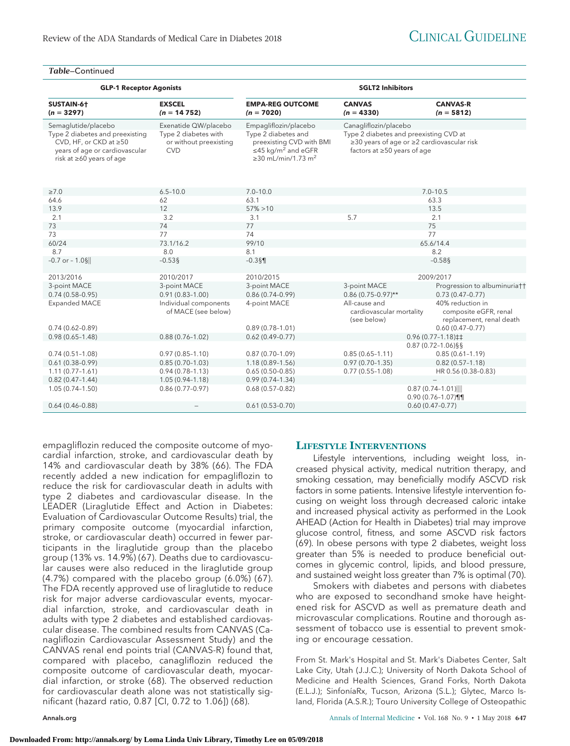*Table*–Continued

| GLP-1 Receptor Agonists | | SGLT2 Inhibitors | | |
|---|---|---|---|---|
| SUSTAIN-6† (n = 3297) | EXSCEL (n = 14 752) | EMPA-REG OUTCOME (n = 7020) | CANVAS (n = 4330) | CANVAS-R (n = 5812) |
| Semaglutide/placebo | Exenatide QW/placebo | Empagliflozin/placebo | Canagliflozin/placebo | |
| Type 2 diabetes and preexisting CVD, HF, or CKD at ≥50 years of age or cardiovascular risk at ≥60 years of age | Type 2 diabetes with or without preexisting CVD | Type 2 diabetes and preexisting CVD with BMI ≤45 kg/m² and eGFR ≥30 mL/min/1.73 m² | Type 2 diabetes and preexisting CVD at ≥30 years of age or ≥2 cardiovascular risk factors at ≥50 years of age | |
| ≥7.0 | 6.5–10.0 | 7.0–10.0 | 7.0–10.5 | |
| 64.6 | 62 | 63.1 | 63.3 | |
| 13.9 | 12 | 57% >10 | 13.5 | |
| 2.1 | 3.2 | 3.1 | 5.7 | 2.1 |
| 73 | 74 | 77 | 75 | |
| 73 | 77 | 74 | 77 | |
| 60/24 | 73.1/16.2 | 99/10 | 65.6/14.4 | |
| 8.7 | 8.0 | 8.1 | 8.2 | |
| −0.7 or − 1.0§‖ | −0.53§ | −0.3§¶ | −0.58§ | |
| 2013/2016 | 2010/2017 | 2010/2015 | 2009/2017 | |
| 3-point MACE | 3-point MACE | 3-point MACE | 3-point MACE | Progression to albuminuria†† |
| 0.74 (0.58–0.95) | 0.91 (0.83–1.00) | 0.86 (0.74–0.99) | 0.86 (0.75–0.97)** | 0.73 (0.47–0.77) |
| Expanded MACE | Individual components of MACE (see below) | 4-point MACE | All-cause and cardiovascular mortality (see below) | 40% reduction in composite eGFR, renal replacement, renal death |
| 0.74 (0.62–0.89) | | 0.89 (0.78–1.01) | | 0.60 (0.47–0.77) |
| 0.98 (0.65–1.48) | 0.88 (0.76–1.02) | 0.62 (0.49–0.77) | 0.96 (0.77–1.18)‡‡ 0.87 (0.72–1.06)§§ | |
| 0.74 (0.51–1.08) | 0.97 (0.85–1.10) | 0.87 (0.70–1.09) | 0.85 (0.65–1.11) | 0.85 (0.61–1.19) |
| 0.61 (0.38–0.99) | 0.85 (0.70–1.03) | 1.18 (0.89–1.56) | 0.97 (0.70–1.35) | 0.82 (0.57–1.18) |
| 1.11 (0.77–1.61) | 0.94 (0.78–1.13) | 0.65 (0.50–0.85) | 0.77 (0.55–1.08) | HR 0.56 (0.38–0.83) |
| 0.82 (0.47–1.44) | 1.05 (0.94–1.18) | 0.99 (0.74–1.34) | – | |
| 1.05 (0.74–1.50) | 0.86 (0.77–0.97) | 0.68 (0.57–0.82) | 0.87 (0.74–1.01)‖‖ 0.90 (0.76–1.07)¶¶ | |
| 0.64 (0.46–0.88) | – | 0.61 (0.53–0.70) | 0.60 (0.47–0.77) | |

empagliflozin reduced the composite outcome of myocardial infarction, stroke, and cardiovascular death by 14% and cardiovascular death by 38% (66). The FDA recently added a new indication for empagliflozin to reduce the risk for cardiovascular death in adults with type 2 diabetes and cardiovascular disease. In the LEADER (Liraglutide Effect and Action in Diabetes: Evaluation of Cardiovascular Outcome Results) trial, the primary composite outcome (myocardial infarction, stroke, or cardiovascular death) occurred in fewer participants in the liraglutide group than the placebo group (13% vs. 14.9%) (67). Deaths due to cardiovascular causes were also reduced in the liraglutide group (4.7%) compared with the placebo group (6.0%) (67). The FDA recently approved use of liraglutide to reduce risk for major adverse cardiovascular events, myocardial infarction, stroke, and cardiovascular death in adults with type 2 diabetes and established cardiovascular disease. The combined results from CANVAS (Canagliflozin Cardiovascular Assessment Study) and the CANVAS renal end points trial (CANVAS-R) found that, compared with placebo, canagliflozin reduced the composite outcome of cardiovascular death, myocardial infarction, or stroke (68). The observed reduction for cardiovascular death alone was not statistically significant (hazard ratio, 0.87 [CI, 0.72 to 1.06]) (68).

## Lifestyle Interventions

Lifestyle interventions, including weight loss, increased physical activity, medical nutrition therapy, and smoking cessation, may beneficially modify ASCVD risk factors in some patients. Intensive lifestyle intervention focusing on weight loss through decreased caloric intake and increased physical activity as performed in the Look AHEAD (Action for Health in Diabetes) trial may improve glucose control, fitness, and some ASCVD risk factors (69). In obese persons with type 2 diabetes, weight loss greater than 5% is needed to produce beneficial outcomes in glycemic control, lipids, and blood pressure, and sustained weight loss greater than 7% is optimal (70).

Smokers with diabetes and persons with diabetes who are exposed to secondhand smoke have heightened risk for ASCVD as well as premature death and microvascular complications. Routine and thorough assessment of tobacco use is essential to prevent smoking or encourage cessation.

From St. Mark's Hospital and St. Mark's Diabetes Center, Salt Lake City, Utah (J.J.C.); University of North Dakota School of Medicine and Health Sciences, Grand Forks, North Dakota (E.L.J.); SinfoníaRx, Tucson, Arizona (S.L.); Glytec, Marco Island, Florida (A.S.R.); Touro University College of Osteopathic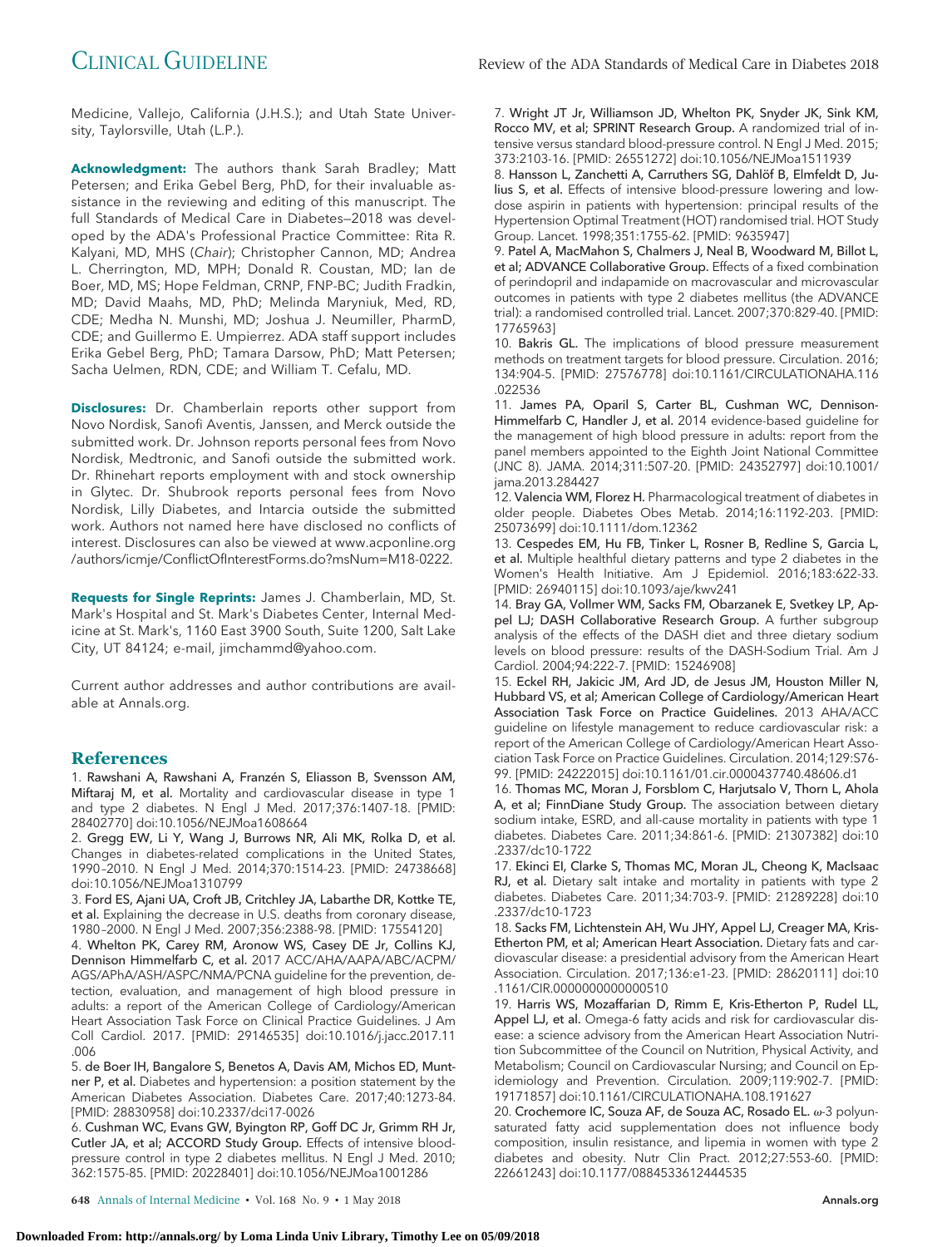Medicine, Vallejo, California (J.H.S.); and Utah State University, Taylorsville, Utah (L.P.).

**Acknowledgment:** The authors thank Sarah Bradley; Matt Petersen; and Erika Gebel Berg, PhD, for their invaluable assistance in the reviewing and editing of this manuscript. The full Standards of Medical Care in Diabetes—2018 was developed by the ADA's Professional Practice Committee: Rita R. Kalyani, MD, MHS (*Chair*); Christopher Cannon, MD; Andrea L. Cherrington, MD, MPH; Donald R. Coustan, MD; Ian de Boer, MD, MS; Hope Feldman, CRNP, FNP-BC; Judith Fradkin, MD; David Maahs, MD, PhD; Melinda Maryniuk, Med, RD, CDE; Medha N. Munshi, MD; Joshua J. Neumiller, PharmD, CDE; and Guillermo E. Umpierrez. ADA staff support includes Erika Gebel Berg, PhD; Tamara Darsow, PhD; Matt Petersen; Sacha Uelmen, RDN, CDE; and William T. Cefalu, MD.

**Disclosures:** Dr. Chamberlain reports other support from Novo Nordisk, Sanofi Aventis, Janssen, and Merck outside the submitted work. Dr. Johnson reports personal fees from Novo Nordisk, Medtronic, and Sanofi outside the submitted work. Dr. Rhinehart reports employment with and stock ownership in Glytec. Dr. Shubrook reports personal fees from Novo Nordisk, Lilly Diabetes, and Intarcia outside the submitted work. Authors not named here have disclosed no conflicts of interest. Disclosures can also be viewed at www.acponline.org/authors/icmje/ConflictOfInterestForms.do?msNum=M18-0222.

**Requests for Single Reprints:** James J. Chamberlain, MD, St. Mark's Hospital and St. Mark's Diabetes Center, Internal Medicine at St. Mark's, 1160 East 3900 South, Suite 1200, Salt Lake City, UT 84124; e-mail, jimchammd@yahoo.com.

Current author addresses and author contributions are available at Annals.org.

## References

1. **Rawshani A, Rawshani A, Franzén S, Eliasson B, Svensson AM, Miftaraj M, et al.** Mortality and cardiovascular disease in type 1 and type 2 diabetes. N Engl J Med. 2017;376:1407-18. [PMID: 28402770] doi:10.1056/NEJMoa1608664
2. **Gregg EW, Li Y, Wang J, Burrows NR, Ali MK, Rolka D, et al.** Changes in diabetes-related complications in the United States, 1990–2010. N Engl J Med. 2014;370:1514-23. [PMID: 24738668] doi:10.1056/NEJMoa1310799
3. **Ford ES, Ajani UA, Croft JB, Critchley JA, Labarthe DR, Kottke TE, et al.** Explaining the decrease in U.S. deaths from coronary disease, 1980–2000. N Engl J Med. 2007;356:2388-98. [PMID: 17554120]
4. **Whelton PK, Carey RM, Aronow WS, Casey DE Jr, Collins KJ, Dennison Himmelfarb C, et al.** 2017 ACC/AHA/AAPA/ABC/ACPM/AGS/APhA/ASH/ASPC/NMA/PCNA guideline for the prevention, detection, evaluation, and management of high blood pressure in adults: a report of the American College of Cardiology/American Heart Association Task Force on Clinical Practice Guidelines. J Am Coll Cardiol. 2017. [PMID: 29146535] doi:10.1016/j.jacc.2017.11.006
5. **de Boer IH, Bangalore S, Benetos A, Davis AM, Michos ED, Muntner P, et al.** Diabetes and hypertension: a position statement by the American Diabetes Association. Diabetes Care. 2017;40:1273-84. [PMID: 28830958] doi:10.2337/dci17-0026
6. **Cushman WC, Evans GW, Byington RP, Goff DC Jr, Grimm RH Jr, Cutler JA, et al; ACCORD Study Group.** Effects of intensive blood-pressure control in type 2 diabetes mellitus. N Engl J Med. 2010;362:1575-85. [PMID: 20228401] doi:10.1056/NEJMoa1001286
7. **Wright JT Jr, Williamson JD, Whelton PK, Snyder JK, Sink KM, Rocco MV, et al; SPRINT Research Group.** A randomized trial of intensive versus standard blood-pressure control. N Engl J Med. 2015;373:2103-16. [PMID: 26551272] doi:10.1056/NEJMoa1511939
8. **Hansson L, Zanchetti A, Carruthers SG, Dahlöf B, Elmfeldt D, Julius S, et al.** Effects of intensive blood-pressure lowering and low-dose aspirin in patients with hypertension: principal results of the Hypertension Optimal Treatment (HOT) randomised trial. HOT Study Group. Lancet. 1998;351:1755-62. [PMID: 9635947]
9. **Patel A, MacMahon S, Chalmers J, Neal B, Woodward M, Billot L, et al; ADVANCE Collaborative Group.** Effects of a fixed combination of perindopril and indapamide on macrovascular and microvascular outcomes in patients with type 2 diabetes mellitus (the ADVANCE trial): a randomised controlled trial. Lancet. 2007;370:829-40. [PMID: 17765963]
10. **Bakris GL.** The implications of blood pressure measurement methods on treatment targets for blood pressure. Circulation. 2016;134:904-5. [PMID: 27576778] doi:10.1161/CIRCULATIONAHA.116.022536
11. **James PA, Oparil S, Carter BL, Cushman WC, Dennison-Himmelfarb C, Handler J, et al.** 2014 evidence-based guideline for the management of high blood pressure in adults: report from the panel members appointed to the Eighth Joint National Committee (JNC 8). JAMA. 2014;311:507-20. [PMID: 24352797] doi:10.1001/jama.2013.284427
12. **Valencia WM, Florez H.** Pharmacological treatment of diabetes in older people. Diabetes Obes Metab. 2014;16:1192-203. [PMID: 25073699] doi:10.1111/dom.12362
13. **Cespedes EM, Hu FB, Tinker L, Rosner B, Redline S, Garcia L, et al.** Multiple healthful dietary patterns and type 2 diabetes in the Women's Health Initiative. Am J Epidemiol. 2016;183:622-33. [PMID: 26940115] doi:10.1093/aje/kwv241
14. **Bray GA, Vollmer WM, Sacks FM, Obarzanek E, Svetkey LP, Appel LJ; DASH Collaborative Research Group.** A further subgroup analysis of the effects of the DASH diet and three dietary sodium levels on blood pressure: results of the DASH-Sodium Trial. Am J Cardiol. 2004;94:222-7. [PMID: 15246908]
15. **Eckel RH, Jakicic JM, Ard JD, de Jesus JM, Houston Miller N, Hubbard VS, et al; American College of Cardiology/American Heart Association Task Force on Practice Guidelines.** 2013 AHA/ACC guideline on lifestyle management to reduce cardiovascular risk: a report of the American College of Cardiology/American Heart Association Task Force on Practice Guidelines. Circulation. 2014;129:S76-99. [PMID: 24222015] doi:10.1161/01.cir.0000437740.48606.d1
16. **Thomas MC, Moran J, Forsblom C, Harjutsalo V, Thorn L, Ahola A, et al; FinnDiane Study Group.** The association between dietary sodium intake, ESRD, and all-cause mortality in patients with type 1 diabetes. Diabetes Care. 2011;34:861-6. [PMID: 21307382] doi:10.2337/dc10-1722
17. **Ekinci EI, Clarke S, Thomas MC, Moran JL, Cheong K, MacIsaac RJ, et al.** Dietary salt intake and mortality in patients with type 2 diabetes. Diabetes Care. 2011;34:703-9. [PMID: 21289228] doi:10.2337/dc10-1723
18. **Sacks FM, Lichtenstein AH, Wu JHY, Appel LJ, Creager MA, Kris-Etherton PM, et al; American Heart Association.** Dietary fats and cardiovascular disease: a presidential advisory from the American Heart Association. Circulation. 2017;136:e1-23. [PMID: 28620111] doi:10.1161/CIR.0000000000000510
19. **Harris WS, Mozaffarian D, Rimm E, Kris-Etherton P, Rudel LL, Appel LJ, et al.** Omega-6 fatty acids and risk for cardiovascular disease: a science advisory from the American Heart Association Nutrition Subcommittee of the Council on Nutrition, Physical Activity, and Metabolism; Council on Cardiovascular Nursing; and Council on Epidemiology and Prevention. Circulation. 2009;119:902-7. [PMID: 19171857] doi:10.1161/CIRCULATIONAHA.108.191627
20. **Crochemore IC, Souza AF, de Souza AC, Rosado EL.** ω-3 polyunsaturated fatty acid supplementation does not influence body composition, insulin resistance, and lipemia in women with type 2 diabetes and obesity. Nutr Clin Pract. 2012;27:553-60. [PMID: 22661243] doi:10.1177/0884533612444535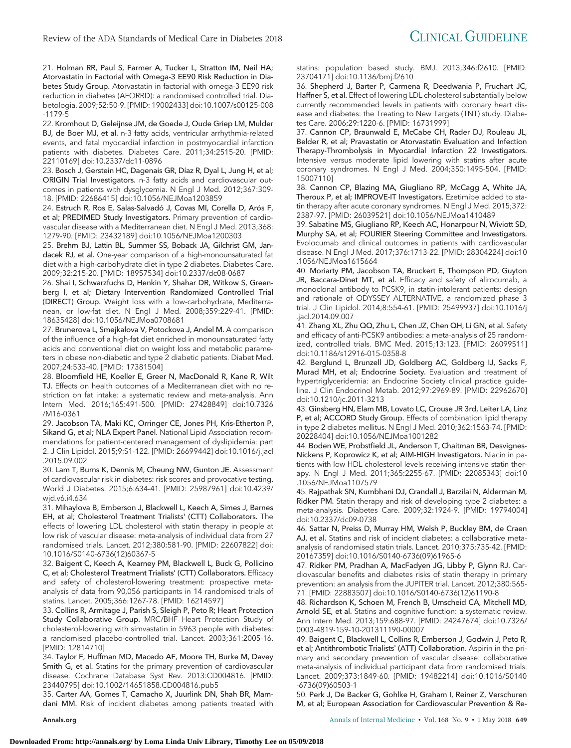21. **Holman RR, Paul S, Farmer A, Tucker L, Stratton IM, Neil HA; Atorvastatin in Factorial with Omega-3 EE90 Risk Reduction in Diabetes Study Group.** Atorvastatin in factorial with omega-3 EE90 risk reduction in diabetes (AFORRD): a randomised controlled trial. Diabetologia. 2009;52:50-9. [PMID: 19002433] doi:10.1007/s00125-008-1179-5

22. **Kromhout D, Geleijnse JM, de Goede J, Oude Griep LM, Mulder BJ, de Boer MJ, et al.** n-3 fatty acids, ventricular arrhythmia-related events, and fatal myocardial infarction in postmyocardial infarction patients with diabetes. Diabetes Care. 2011;34:2515-20. [PMID: 22110169] doi:10.2337/dc11-0896

23. **Bosch J, Gerstein HC, Dagenais GR, Díaz R, Dyal L, Jung H, et al; ORIGIN Trial Investigators.** n-3 fatty acids and cardiovascular outcomes in patients with dysglycemia. N Engl J Med. 2012;367:309-18. [PMID: 22686415] doi:10.1056/NEJMoa1203859

24. **Estruch R, Ros E, Salas-Salvadó J, Covas MI, Corella D, Arós F, et al; PREDIMED Study Investigators.** Primary prevention of cardiovascular disease with a Mediterranean diet. N Engl J Med. 2013;368:1279-90. [PMID: 23432189] doi:10.1056/NEJMoa1200303

25. **Brehm BJ, Lattin BL, Summer SS, Boback JA, Gilchrist GM, Jandacek RJ, et al.** One-year comparison of a high-monounsaturated fat diet with a high-carbohydrate diet in type 2 diabetes. Diabetes Care. 2009;32:215-20. [PMID: 18957534] doi:10.2337/dc08-0687

26. **Shai I, Schwarzfuchs D, Henkin Y, Shahar DR, Witkow S, Greenberg I, et al; Dietary Intervention Randomized Controlled Trial (DIRECT) Group.** Weight loss with a low-carbohydrate, Mediterranean, or low-fat diet. N Engl J Med. 2008;359:229-41. [PMID: 18635428] doi:10.1056/NEJMoa0708681

27. **Brunerova L, Smejkalova V, Potockova J, Andel M.** A comparison of the influence of a high-fat diet enriched in monounsaturated fatty acids and conventional diet on weight loss and metabolic parameters in obese non-diabetic and type 2 diabetic patients. Diabet Med. 2007;24:533-40. [PMID: 17381504]

28. **Bloomfield HE, Koeller E, Greer N, MacDonald R, Kane R, Wilt TJ.** Effects on health outcomes of a Mediterranean diet with no restriction on fat intake: a systematic review and meta-analysis. Ann Intern Med. 2016;165:491-500. [PMID: 27428849] doi:10.7326/M16-0361

29. **Jacobson TA, Maki KC, Orringer CE, Jones PH, Kris-Etherton P, Sikand G, et al; NLA Expert Panel.** National Lipid Association recommendations for patient-centered management of dyslipidemia: part 2. J Clin Lipidol. 2015;9:S1-122. [PMID: 26699442] doi:10.1016/j.jacl.2015.09.002

30. **Lam T, Burns K, Dennis M, Cheung NW, Gunton JE.** Assessment of cardiovascular risk in diabetes: risk scores and provocative testing. World J Diabetes. 2015;6:634-41. [PMID: 25987961] doi:10.4239/wjd.v6.i4.634

31. **Mihaylova B, Emberson J, Blackwell L, Keech A, Simes J, Barnes EH, et al; Cholesterol Treatment Trialists' (CTT) Collaborators.** The effects of lowering LDL cholesterol with statin therapy in people at low risk of vascular disease: meta-analysis of individual data from 27 randomised trials. Lancet. 2012;380:581-90. [PMID: 22607822] doi:10.1016/S0140-6736(12)60367-5

32. **Baigent C, Keech A, Kearney PM, Blackwell L, Buck G, Pollicino C, et al; Cholesterol Treatment Trialists' (CTT) Collaborators.** Efficacy and safety of cholesterol-lowering treatment: prospective meta-analysis of data from 90,056 participants in 14 randomised trials of statins. Lancet. 2005;366:1267-78. [PMID: 16214597]

33. **Collins R, Armitage J, Parish S, Sleigh P, Peto R; Heart Protection Study Collaborative Group.** MRC/BHF Heart Protection Study of cholesterol-lowering with simvastatin in 5963 people with diabetes: a randomised placebo-controlled trial. Lancet. 2003;361:2005-16. [PMID: 12814710]

34. **Taylor F, Huffman MD, Macedo AF, Moore TH, Burke M, Davey Smith G, et al.** Statins for the primary prevention of cardiovascular disease. Cochrane Database Syst Rev. 2013:CD004816. [PMID: 23440795] doi:10.1002/14651858.CD004816.pub5

35. **Carter AA, Gomes T, Camacho X, Juurlink DN, Shah BR, Mamdani MM.** Risk of incident diabetes among patients treated with statins: population based study. BMJ. 2013;346:f2610. [PMID: 23704171] doi:10.1136/bmj.f2610

36. **Shepherd J, Barter P, Carmena R, Deedwania P, Fruchart JC, Haffner S, et al.** Effect of lowering LDL cholesterol substantially below currently recommended levels in patients with coronary heart disease and diabetes: the Treating to New Targets (TNT) study. Diabetes Care. 2006;29:1220-6. [PMID: 16731999]

37. **Cannon CP, Braunwald E, McCabe CH, Rader DJ, Rouleau JL, Belder R, et al; Pravastatin or Atorvastatin Evaluation and Infection Therapy-Thrombolysis in Myocardial Infarction 22 Investigators.** Intensive versus moderate lipid lowering with statins after acute coronary syndromes. N Engl J Med. 2004;350:1495-504. [PMID: 15007110]

38. **Cannon CP, Blazing MA, Giugliano RP, McCagg A, White JA, Theroux P, et al; IMPROVE-IT Investigators.** Ezetimibe added to statin therapy after acute coronary syndromes. N Engl J Med. 2015;372:2387-97. [PMID: 26039521] doi:10.1056/NEJMoa1410489

39. **Sabatine MS, Giugliano RP, Keech AC, Honarpour N, Wiviott SD, Murphy SA, et al; FOURIER Steering Committee and Investigators.** Evolocumab and clinical outcomes in patients with cardiovascular disease. N Engl J Med. 2017;376:1713-22. [PMID: 28304224] doi:10.1056/NEJMoa1615664

40. **Moriarty PM, Jacobson TA, Bruckert E, Thompson PD, Guyton JR, Baccara-Dinet MT, et al.** Efficacy and safety of alirocumab, a monoclonal antibody to PCSK9, in statin-intolerant patients: design and rationale of ODYSSEY ALTERNATIVE, a randomized phase 3 trial. J Clin Lipidol. 2014;8:554-61. [PMID: 25499937] doi:10.1016/j.jacl.2014.09.007

41. **Zhang XL, Zhu QQ, Zhu L, Chen JZ, Chen QH, Li GN, et al.** Safety and efficacy of anti-PCSK9 antibodies: a meta-analysis of 25 randomized, controlled trials. BMC Med. 2015;13:123. [PMID: 26099511] doi:10.1186/s12916-015-0358-8

42. **Berglund L, Brunzell JD, Goldberg AC, Goldberg IJ, Sacks F, Murad MH, et al; Endocrine Society.** Evaluation and treatment of hypertriglyceridemia: an Endocrine Society clinical practice guideline. J Clin Endocrinol Metab. 2012;97:2969-89. [PMID: 22962670] doi:10.1210/jc.2011-3213

43. **Ginsberg HN, Elam MB, Lovato LC, Crouse JR 3rd, Leiter LA, Linz P, et al; ACCORD Study Group.** Effects of combination lipid therapy in type 2 diabetes mellitus. N Engl J Med. 2010;362:1563-74. [PMID: 20228404] doi:10.1056/NEJMoa1001282

44. **Boden WE, Probstfield JL, Anderson T, Chaitman BR, Desvignes-Nickens P, Koprowicz K, et al; AIM-HIGH Investigators.** Niacin in patients with low HDL cholesterol levels receiving intensive statin therapy. N Engl J Med. 2011;365:2255-67. [PMID: 22085343] doi:10.1056/NEJMoa1107579

45. **Rajpathak SN, Kumbhani DJ, Crandall J, Barzilai N, Alderman M, Ridker PM.** Statin therapy and risk of developing type 2 diabetes: a meta-analysis. Diabetes Care. 2009;32:1924-9. [PMID: 19794004] doi:10.2337/dc09-0738

46. **Sattar N, Preiss D, Murray HM, Welsh P, Buckley BM, de Craen AJ, et al.** Statins and risk of incident diabetes: a collaborative meta-analysis of randomised statin trials. Lancet. 2010;375:735-42. [PMID: 20167359] doi:10.1016/S0140-6736(09)61965-6

47. **Ridker PM, Pradhan A, MacFadyen JG, Libby P, Glynn RJ.** Cardiovascular benefits and diabetes risks of statin therapy in primary prevention: an analysis from the JUPITER trial. Lancet. 2012;380:565-71. [PMID: 22883507] doi:10.1016/S0140-6736(12)61190-8

48. **Richardson K, Schoen M, French B, Umscheid CA, Mitchell MD, Arnold SE, et al.** Statins and cognitive function: a systematic review. Ann Intern Med. 2013;159:688-97. [PMID: 24247674] doi:10.7326/0003-4819-159-10-201311190-00007

49. **Baigent C, Blackwell L, Collins R, Emberson J, Godwin J, Peto R, et al; Antithrombotic Trialists' (ATT) Collaboration.** Aspirin in the primary and secondary prevention of vascular disease: collaborative meta-analysis of individual participant data from randomised trials. Lancet. 2009;373:1849-60. [PMID: 19482214] doi:10.1016/S0140-6736(09)60503-1

50. **Perk J, De Backer G, Gohlke H, Graham I, Reiner Z, Verschuren M, et al; European Association for Cardiovascular Prevention & Re-**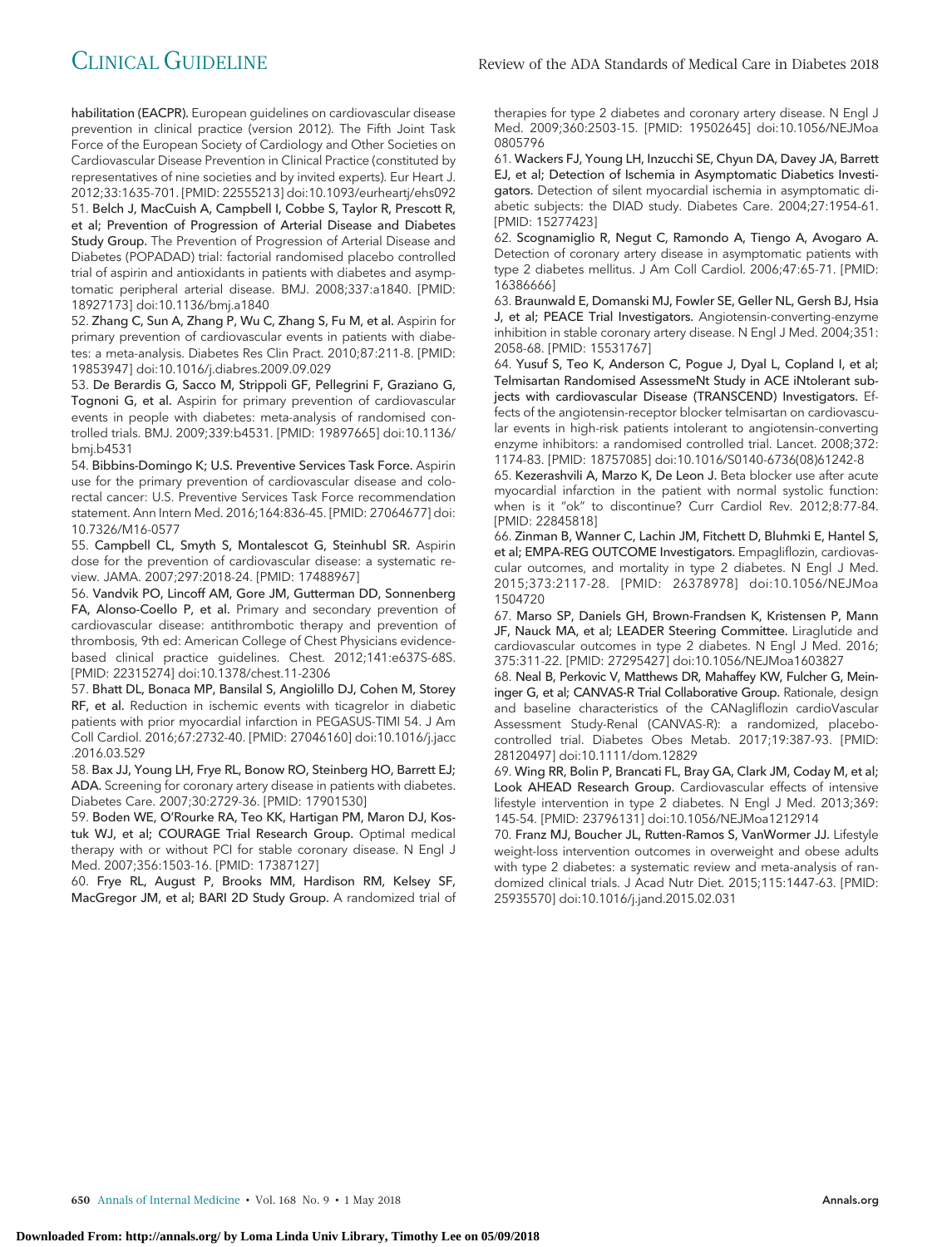habilitation (EACPR). European guidelines on cardiovascular disease prevention in clinical practice (version 2012). The Fifth Joint Task Force of the European Society of Cardiology and Other Societies on Cardiovascular Disease Prevention in Clinical Practice (constituted by representatives of nine societies and by invited experts). Eur Heart J. 2012;33:1635-701. [PMID: 22555213] doi:10.1093/eurheartj/ehs092

51. **Belch J, MacCuish A, Campbell I, Cobbe S, Taylor R, Prescott R, et al; Prevention of Progression of Arterial Disease and Diabetes Study Group.** The Prevention of Progression of Arterial Disease and Diabetes (POPADAD) trial: factorial randomised placebo controlled trial of aspirin and antioxidants in patients with diabetes and asymptomatic peripheral arterial disease. BMJ. 2008;337:a1840. [PMID: 18927173] doi:10.1136/bmj.a1840

52. **Zhang C, Sun A, Zhang P, Wu C, Zhang S, Fu M, et al.** Aspirin for primary prevention of cardiovascular events in patients with diabetes: a meta-analysis. Diabetes Res Clin Pract. 2010;87:211-8. [PMID: 19853947] doi:10.1016/j.diabres.2009.09.029

53. **De Berardis G, Sacco M, Strippoli GF, Pellegrini F, Graziano G, Tognoni G, et al.** Aspirin for primary prevention of cardiovascular events in people with diabetes: meta-analysis of randomised controlled trials. BMJ. 2009;339:b4531. [PMID: 19897665] doi:10.1136/bmj.b4531

54. **Bibbins-Domingo K; U.S. Preventive Services Task Force.** Aspirin use for the primary prevention of cardiovascular disease and colorectal cancer: U.S. Preventive Services Task Force recommendation statement. Ann Intern Med. 2016;164:836-45. [PMID: 27064677] doi:10.7326/M16-0577

55. **Campbell CL, Smyth S, Montalescot G, Steinhubl SR.** Aspirin dose for the prevention of cardiovascular disease: a systematic review. JAMA. 2007;297:2018-24. [PMID: 17488967]

56. **Vandvik PO, Lincoff AM, Gore JM, Gutterman DD, Sonnenberg FA, Alonso-Coello P, et al.** Primary and secondary prevention of cardiovascular disease: antithrombotic therapy and prevention of thrombosis, 9th ed: American College of Chest Physicians evidence-based clinical practice guidelines. Chest. 2012;141:e637S-68S. [PMID: 22315274] doi:10.1378/chest.11-2306

57. **Bhatt DL, Bonaca MP, Bansilal S, Angiolillo DJ, Cohen M, Storey RF, et al.** Reduction in ischemic events with ticagrelor in diabetic patients with prior myocardial infarction in PEGASUS-TIMI 54. J Am Coll Cardiol. 2016;67:2732-40. [PMID: 27046160] doi:10.1016/j.jacc.2016.03.529

58. **Bax JJ, Young LH, Frye RL, Bonow RO, Steinberg HO, Barrett EJ; ADA.** Screening for coronary artery disease in patients with diabetes. Diabetes Care. 2007;30:2729-36. [PMID: 17901530]

59. **Boden WE, O'Rourke RA, Teo KK, Hartigan PM, Maron DJ, Kostuk WJ, et al; COURAGE Trial Research Group.** Optimal medical therapy with or without PCI for stable coronary disease. N Engl J Med. 2007;356:1503-16. [PMID: 17387127]

60. **Frye RL, August P, Brooks MM, Hardison RM, Kelsey SF, MacGregor JM, et al; BARI 2D Study Group.** A randomized trial of therapies for type 2 diabetes and coronary artery disease. N Engl J Med. 2009;360:2503-15. [PMID: 19502645] doi:10.1056/NEJMoa0805796

61. **Wackers FJ, Young LH, Inzucchi SE, Chyun DA, Davey JA, Barrett EJ, et al; Detection of Ischemia in Asymptomatic Diabetics Investigators.** Detection of silent myocardial ischemia in asymptomatic diabetic subjects: the DIAD study. Diabetes Care. 2004;27:1954-61. [PMID: 15277423]

62. **Scognamiglio R, Negut C, Ramondo A, Tiengo A, Avogaro A.** Detection of coronary artery disease in asymptomatic patients with type 2 diabetes mellitus. J Am Coll Cardiol. 2006;47:65-71. [PMID: 16386666]

63. **Braunwald E, Domanski MJ, Fowler SE, Geller NL, Gersh BJ, Hsia J, et al; PEACE Trial Investigators.** Angiotensin-converting-enzyme inhibition in stable coronary artery disease. N Engl J Med. 2004;351:2058-68. [PMID: 15531767]

64. **Yusuf S, Teo K, Anderson C, Pogue J, Dyal L, Copland I, et al; Telmisartan Randomised AssessmeNt Study in ACE iNtolerant subjects with cardiovascular Disease (TRANSCEND) Investigators.** Effects of the angiotensin-receptor blocker telmisartan on cardiovascular events in high-risk patients intolerant to angiotensin-converting enzyme inhibitors: a randomised controlled trial. Lancet. 2008;372:1174-83. [PMID: 18757085] doi:10.1016/S0140-6736(08)61242-8

65. **Kezerashvili A, Marzo K, De Leon J.** Beta blocker use after acute myocardial infarction in the patient with normal systolic function: when is it "ok" to discontinue? Curr Cardiol Rev. 2012;8:77-84. [PMID: 22845818]

66. **Zinman B, Wanner C, Lachin JM, Fitchett D, Bluhmki E, Hantel S, et al; EMPA-REG OUTCOME Investigators.** Empagliflozin, cardiovascular outcomes, and mortality in type 2 diabetes. N Engl J Med. 2015;373:2117-28. [PMID: 26378978] doi:10.1056/NEJMoa1504720

67. **Marso SP, Daniels GH, Brown-Frandsen K, Kristensen P, Mann JF, Nauck MA, et al; LEADER Steering Committee.** Liraglutide and cardiovascular outcomes in type 2 diabetes. N Engl J Med. 2016;375:311-22. [PMID: 27295427] doi:10.1056/NEJMoa1603827

68. **Neal B, Perkovic V, Matthews DR, Mahaffey KW, Fulcher G, Meininger G, et al; CANVAS-R Trial Collaborative Group.** Rationale, design and baseline characteristics of the CANagliflozin cardioVascular Assessment Study-Renal (CANVAS-R): a randomized, placebo-controlled trial. Diabetes Obes Metab. 2017;19:387-93. [PMID: 28120497] doi:10.1111/dom.12829

69. **Wing RR, Bolin P, Brancati FL, Bray GA, Clark JM, Coday M, et al; Look AHEAD Research Group.** Cardiovascular effects of intensive lifestyle intervention in type 2 diabetes. N Engl J Med. 2013;369:145-54. [PMID: 23796131] doi:10.1056/NEJMoa1212914

70. **Franz MJ, Boucher JL, Rutten-Ramos S, VanWormer JJ.** Lifestyle weight-loss intervention outcomes in overweight and obese adults with type 2 diabetes: a systematic review and meta-analysis of randomized clinical trials. J Acad Nutr Diet. 2015;115:1447-63. [PMID: 25935570] doi:10.1016/j.jand.2015.02.031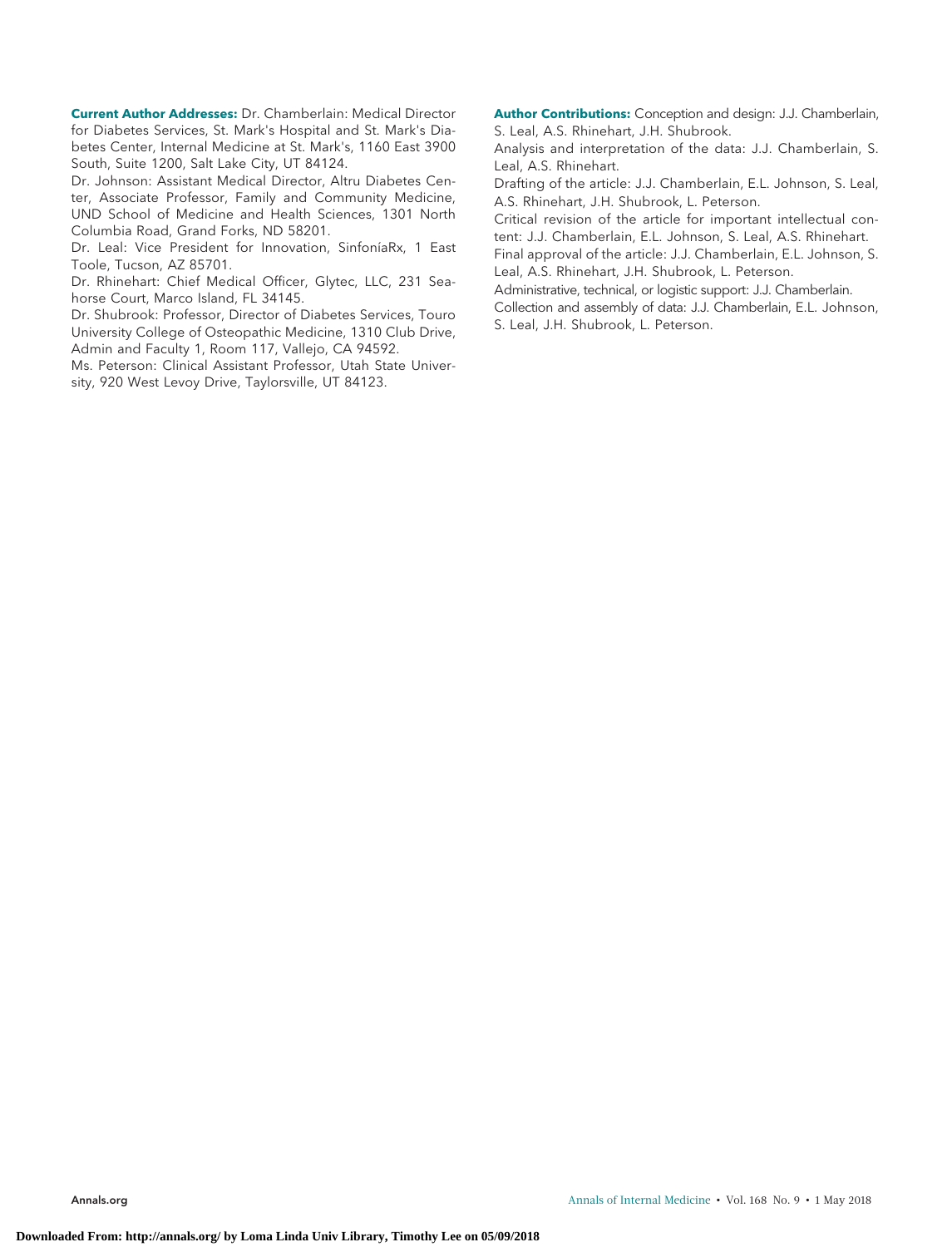**Current Author Addresses:** Dr. Chamberlain: Medical Director for Diabetes Services, St. Mark's Hospital and St. Mark's Diabetes Center, Internal Medicine at St. Mark's, 1160 East 3900 South, Suite 1200, Salt Lake City, UT 84124.

Dr. Johnson: Assistant Medical Director, Altru Diabetes Center, Associate Professor, Family and Community Medicine, UND School of Medicine and Health Sciences, 1301 North Columbia Road, Grand Forks, ND 58201.

Dr. Leal: Vice President for Innovation, SinfoníaRx, 1 East Toole, Tucson, AZ 85701.

Dr. Rhinehart: Chief Medical Officer, Glytec, LLC, 231 Seahorse Court, Marco Island, FL 34145.

Dr. Shubrook: Professor, Director of Diabetes Services, Touro University College of Osteopathic Medicine, 1310 Club Drive, Admin and Faculty 1, Room 117, Vallejo, CA 94592.

Ms. Peterson: Clinical Assistant Professor, Utah State University, 920 West Levoy Drive, Taylorsville, UT 84123.

**Author Contributions:** Conception and design: J.J. Chamberlain, S. Leal, A.S. Rhinehart, J.H. Shubrook.

Analysis and interpretation of the data: J.J. Chamberlain, S. Leal, A.S. Rhinehart.

Drafting of the article: J.J. Chamberlain, E.L. Johnson, S. Leal, A.S. Rhinehart, J.H. Shubrook, L. Peterson.

Critical revision of the article for important intellectual content: J.J. Chamberlain, E.L. Johnson, S. Leal, A.S. Rhinehart.

Final approval of the article: J.J. Chamberlain, E.L. Johnson, S. Leal, A.S. Rhinehart, J.H. Shubrook, L. Peterson.

Administrative, technical, or logistic support: J.J. Chamberlain.

Collection and assembly of data: J.J. Chamberlain, E.L. Johnson, S. Leal, J.H. Shubrook, L. Peterson.

Downloaded From: http://annals.org/ by Loma Linda Univ Library, Timothy Lee on 05/09/2018